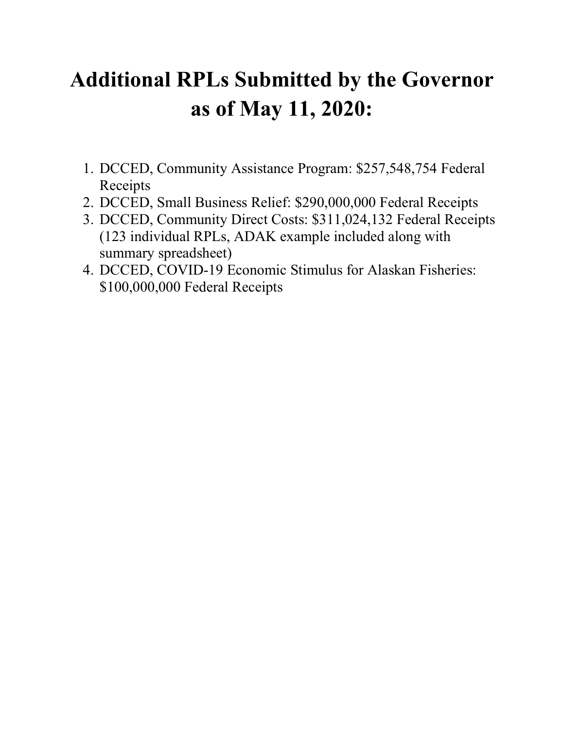# Additional RPLs Submitted by the Governor as of May 11, 2020:

1. DCCED, Community Assistance Program: $257,548,754 Federal Receipts
2. DCCED, Small Business Relief: $290,000,000 Federal Receipts
3. DCCED, Community Direct Costs: $311,024,132 Federal Receipts (123 individual RPLs, ADAK example included along with summary spreadsheet)
4. DCCED, COVID-19 Economic Stimulus for Alaskan Fisheries: $100,000,000 Federal Receipts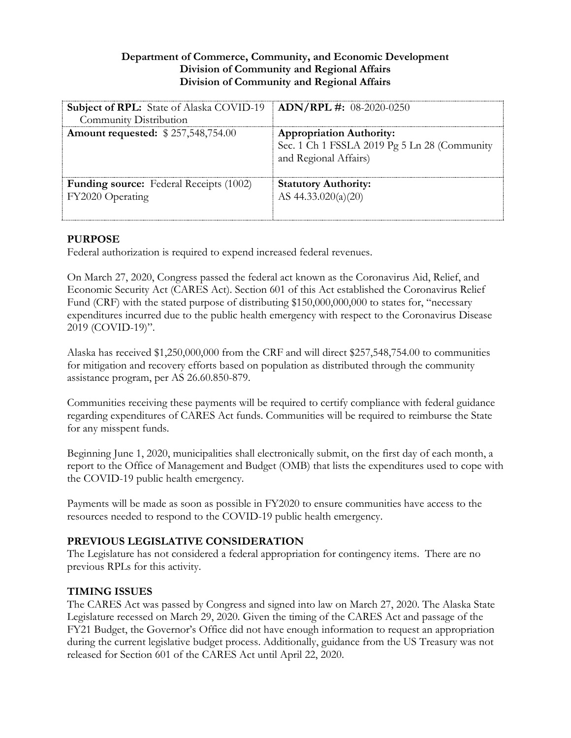**Department of Commerce, Community, and Economic Development**
**Division of Community and Regional Affairs**
**Division of Community and Regional Affairs**

| **Subject of RPL:** State of Alaska COVID-19 Community Distribution | **ADN/RPL #:** 08-2020-0250 |
|---|---|
| **Amount requested:** $ 257,548,754.00 | **Appropriation Authority:** Sec. 1 Ch 1 FSSLA 2019 Pg 5 Ln 28 (Community and Regional Affairs) |
| **Funding source:** Federal Receipts (1002) FY2020 Operating | **Statutory Authority:** AS 44.33.020(a)(20) |

## PURPOSE

Federal authorization is required to expend increased federal revenues.

On March 27, 2020, Congress passed the federal act known as the Coronavirus Aid, Relief, and Economic Security Act (CARES Act). Section 601 of this Act established the Coronavirus Relief Fund (CRF) with the stated purpose of distributing $150,000,000,000 to states for, "necessary expenditures incurred due to the public health emergency with respect to the Coronavirus Disease 2019 (COVID-19)".

Alaska has received $1,250,000,000 from the CRF and will direct $257,548,754.00 to communities for mitigation and recovery efforts based on population as distributed through the community assistance program, per AS 26.60.850-879.

Communities receiving these payments will be required to certify compliance with federal guidance regarding expenditures of CARES Act funds. Communities will be required to reimburse the State for any misspent funds.

Beginning June 1, 2020, municipalities shall electronically submit, on the first day of each month, a report to the Office of Management and Budget (OMB) that lists the expenditures used to cope with the COVID-19 public health emergency.

Payments will be made as soon as possible in FY2020 to ensure communities have access to the resources needed to respond to the COVID-19 public health emergency.

## PREVIOUS LEGISLATIVE CONSIDERATION

The Legislature has not considered a federal appropriation for contingency items. There are no previous RPLs for this activity.

## TIMING ISSUES

The CARES Act was passed by Congress and signed into law on March 27, 2020. The Alaska State Legislature recessed on March 29, 2020. Given the timing of the CARES Act and passage of the FY21 Budget, the Governor's Office did not have enough information to request an appropriation during the current legislative budget process. Additionally, guidance from the US Treasury was not released for Section 601 of the CARES Act until April 22, 2020.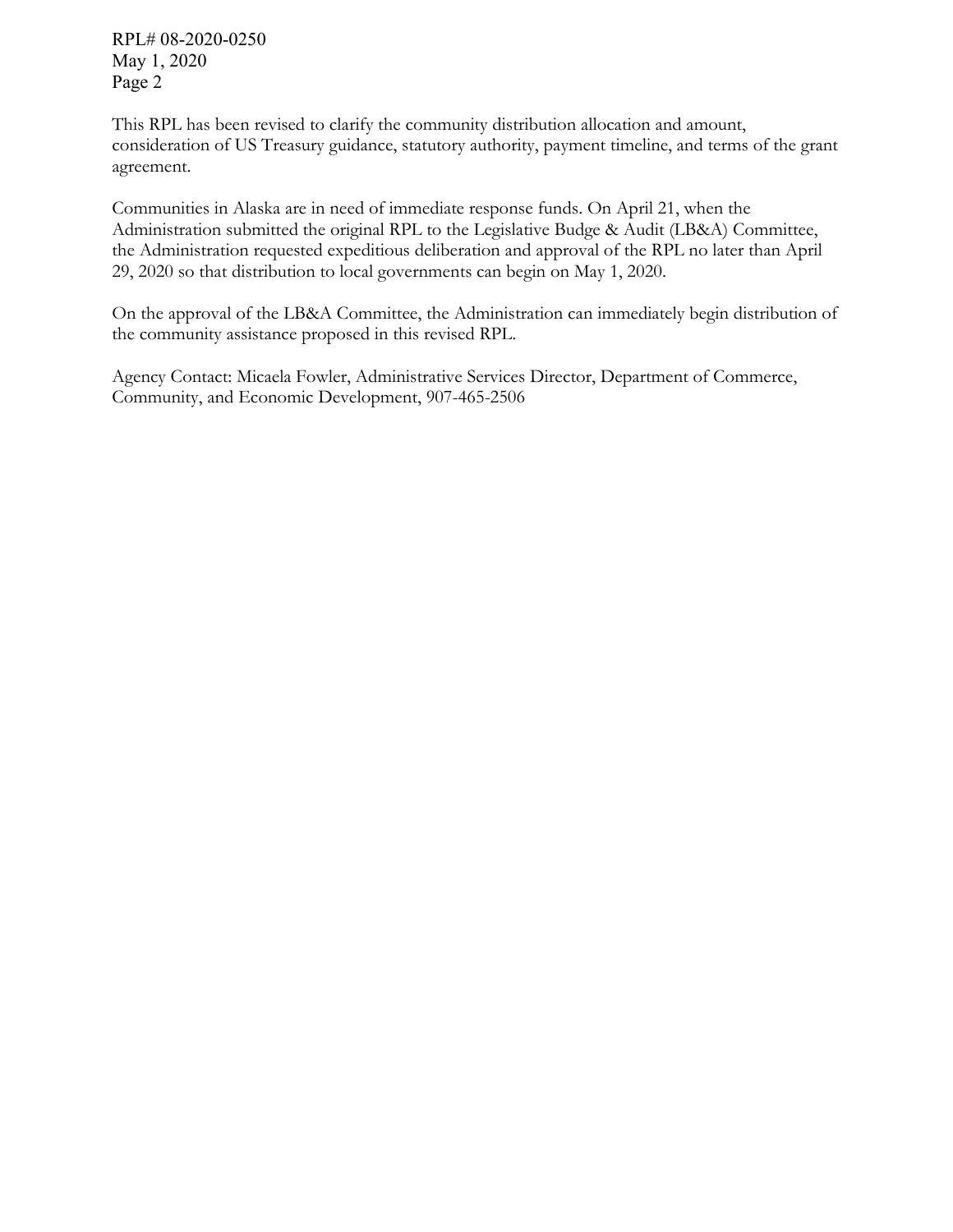This RPL has been revised to clarify the community distribution allocation and amount, consideration of US Treasury guidance, statutory authority, payment timeline, and terms of the grant agreement.

Communities in Alaska are in need of immediate response funds. On April 21, when the Administration submitted the original RPL to the Legislative Budge & Audit (LB&A) Committee, the Administration requested expeditious deliberation and approval of the RPL no later than April 29, 2020 so that distribution to local governments can begin on May 1, 2020.

On the approval of the LB&A Committee, the Administration can immediately begin distribution of the community assistance proposed in this revised RPL.

Agency Contact: Micaela Fowler, Administrative Services Director, Department of Commerce, Community, and Economic Development, 907-465-2506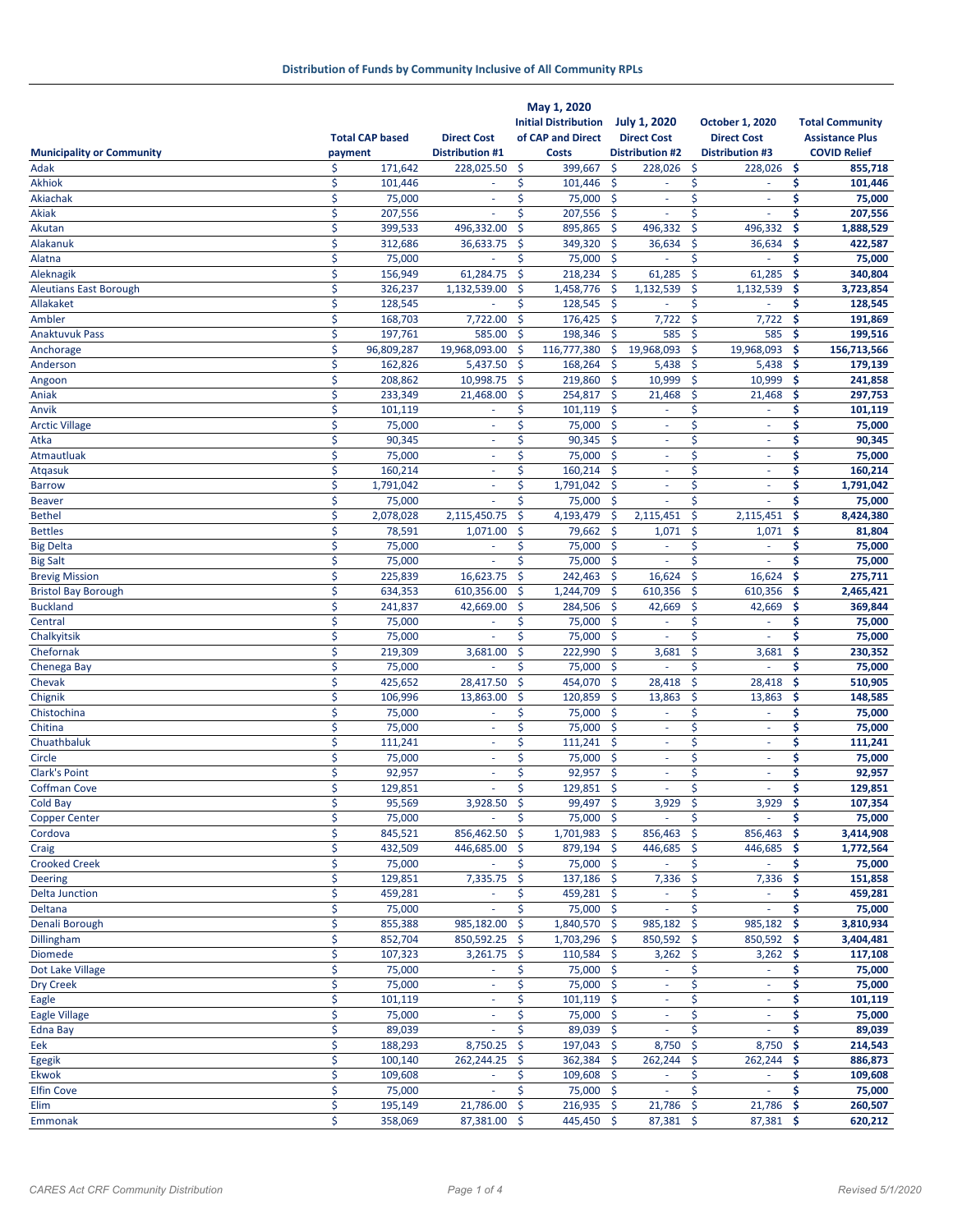## Distribution of Funds by Community Inclusive of All Community RPLs

| Municipality or Community | Total CAP based payment | Direct Cost Distribution #1 | May 1, 2020 Initial Distribution of CAP and Direct Costs | July 1, 2020 Direct Cost Distribution #2 | October 1, 2020 Direct Cost Distribution #3 | Total Community Assistance Plus COVID Relief |
|---|---|---|---|---|---|---|
| Adak | $ 171,642 | 228,025.50 | $ 399,667 | $ 228,026 | $ 228,026 | **$ 855,718** |
| Akhiok | $ 101,446 | - | $ 101,446 | $ - | $ - | **$ 101,446** |
| Akiachak | $ 75,000 | - | $ 75,000 | $ - | $ - | **$ 75,000** |
| Akiak | $ 207,556 | - | $ 207,556 | $ - | $ - | **$ 207,556** |
| Akutan | $ 399,533 | 496,332.00 | $ 895,865 | $ 496,332 | $ 496,332 | **$ 1,888,529** |
| Alakanuk | $ 312,686 | 36,633.75 | $ 349,320 | $ 36,634 | $ 36,634 | **$ 422,587** |
| Alatna | $ 75,000 | - | $ 75,000 | $ - | $ - | **$ 75,000** |
| Aleknagik | $ 156,949 | 61,284.75 | $ 218,234 | $ 61,285 | $ 61,285 | **$ 340,804** |
| Aleutians East Borough | $ 326,237 | 1,132,539.00 | $ 1,458,776 | $ 1,132,539 | $ 1,132,539 | **$ 3,723,854** |
| Allakaket | $ 128,545 | - | $ 128,545 | $ - | $ - | **$ 128,545** |
| Ambler | $ 168,703 | 7,722.00 | $ 176,425 | $ 7,722 | $ 7,722 | **$ 191,869** |
| Anaktuvuk Pass | $ 197,761 | 585.00 | $ 198,346 | $ 585 | $ 585 | **$ 199,516** |
| Anchorage | $ 96,809,287 | 19,968,093.00 | $ 116,777,380 | $ 19,968,093 | $ 19,968,093 | **$ 156,713,566** |
| Anderson | $ 162,826 | 5,437.50 | $ 168,264 | $ 5,438 | $ 5,438 | **$ 179,139** |
| Angoon | $ 208,862 | 10,998.75 | $ 219,860 | $ 10,999 | $ 10,999 | **$ 241,858** |
| Aniak | $ 233,349 | 21,468.00 | $ 254,817 | $ 21,468 | $ 21,468 | **$ 297,753** |
| Anvik | $ 101,119 | - | $ 101,119 | $ - | $ - | **$ 101,119** |
| Arctic Village | $ 75,000 | - | $ 75,000 | $ - | $ - | **$ 75,000** |
| Atka | $ 90,345 | - | $ 90,345 | $ - | $ - | **$ 90,345** |
| Atmautluak | $ 75,000 | - | $ 75,000 | $ - | $ - | **$ 75,000** |
| Atqasuk | $ 160,214 | - | $ 160,214 | $ - | $ - | **$ 160,214** |
| Barrow | $ 1,791,042 | - | $ 1,791,042 | $ - | $ - | **$ 1,791,042** |
| Beaver | $ 75,000 | - | $ 75,000 | $ - | $ - | **$ 75,000** |
| Bethel | $ 2,078,028 | 2,115,450.75 | $ 4,193,479 | $ 2,115,451 | $ 2,115,451 | **$ 8,424,380** |
| Bettles | $ 78,591 | 1,071.00 | $ 79,662 | $ 1,071 | $ 1,071 | **$ 81,804** |
| Big Delta | $ 75,000 | - | $ 75,000 | $ - | $ - | **$ 75,000** |
| Big Salt | $ 75,000 | - | $ 75,000 | $ - | $ - | **$ 75,000** |
| Brevig Mission | $ 225,839 | 16,623.75 | $ 242,463 | $ 16,624 | $ 16,624 | **$ 275,711** |
| Bristol Bay Borough | $ 634,353 | 610,356.00 | $ 1,244,709 | $ 610,356 | $ 610,356 | **$ 2,465,421** |
| Buckland | $ 241,837 | 42,669.00 | $ 284,506 | $ 42,669 | $ 42,669 | **$ 369,844** |
| Central | $ 75,000 | - | $ 75,000 | $ - | $ - | **$ 75,000** |
| Chalkyitsik | $ 75,000 | - | $ 75,000 | $ - | $ - | **$ 75,000** |
| Chefornak | $ 219,309 | 3,681.00 | $ 222,990 | $ 3,681 | $ 3,681 | **$ 230,352** |
| Chenega Bay | $ 75,000 | - | $ 75,000 | $ - | $ - | **$ 75,000** |
| Chevak | $ 425,652 | 28,417.50 | $ 454,070 | $ 28,418 | $ 28,418 | **$ 510,905** |
| Chignik | $ 106,996 | 13,863.00 | $ 120,859 | $ 13,863 | $ 13,863 | **$ 148,585** |
| Chistochina | $ 75,000 | - | $ 75,000 | $ - | $ - | **$ 75,000** |
| Chitina | $ 75,000 | - | $ 75,000 | $ - | $ - | **$ 75,000** |
| Chuathbaluk | $ 111,241 | - | $ 111,241 | $ - | $ - | **$ 111,241** |
| Circle | $ 75,000 | - | $ 75,000 | $ - | $ - | **$ 75,000** |
| Clark's Point | $ 92,957 | - | $ 92,957 | $ - | $ - | **$ 92,957** |
| Coffman Cove | $ 129,851 | - | $ 129,851 | $ - | $ - | **$ 129,851** |
| Cold Bay | $ 95,569 | 3,928.50 | $ 99,497 | $ 3,929 | $ 3,929 | **$ 107,354** |
| Copper Center | $ 75,000 | - | $ 75,000 | $ - | $ - | **$ 75,000** |
| Cordova | $ 845,521 | 856,462.50 | $ 1,701,983 | $ 856,463 | $ 856,463 | **$ 3,414,908** |
| Craig | $ 432,509 | 446,685.00 | $ 879,194 | $ 446,685 | $ 446,685 | **$ 1,772,564** |
| Crooked Creek | $ 75,000 | - | $ 75,000 | $ - | $ - | **$ 75,000** |
| Deering | $ 129,851 | 7,335.75 | $ 137,186 | $ 7,336 | $ 7,336 | **$ 151,858** |
| Delta Junction | $ 459,281 | - | $ 459,281 | $ - | $ - | **$ 459,281** |
| Deltana | $ 75,000 | - | $ 75,000 | $ - | $ - | **$ 75,000** |
| Denali Borough | $ 855,388 | 985,182.00 | $ 1,840,570 | $ 985,182 | $ 985,182 | **$ 3,810,934** |
| Dillingham | $ 852,704 | 850,592.25 | $ 1,703,296 | $ 850,592 | $ 850,592 | **$ 3,404,481** |
| Diomede | $ 107,323 | 3,261.75 | $ 110,584 | $ 3,262 | $ 3,262 | **$ 117,108** |
| Dot Lake Village | $ 75,000 | - | $ 75,000 | $ - | $ - | **$ 75,000** |
| Dry Creek | $ 75,000 | - | $ 75,000 | $ - | $ - | **$ 75,000** |
| Eagle | $ 101,119 | - | $ 101,119 | $ - | $ - | **$ 101,119** |
| Eagle Village | $ 75,000 | - | $ 75,000 | $ - | $ - | **$ 75,000** |
| Edna Bay | $ 89,039 | - | $ 89,039 | $ - | $ - | **$ 89,039** |
| Eek | $ 188,293 | 8,750.25 | $ 197,043 | $ 8,750 | $ 8,750 | **$ 214,543** |
| Egegik | $ 100,140 | 262,244.25 | $ 362,384 | $ 262,244 | $ 262,244 | **$ 886,873** |
| Ekwok | $ 109,608 | - | $ 109,608 | $ - | $ - | **$ 109,608** |
| Elfin Cove | $ 75,000 | - | $ 75,000 | $ - | $ - | **$ 75,000** |
| Elim | $ 195,149 | 21,786.00 | $ 216,935 | $ 21,786 | $ 21,786 | **$ 260,507** |
| Emmonak | $ 358,069 | 87,381.00 | $ 445,450 | $ 87,381 | $ 87,381 | **$ 620,212** |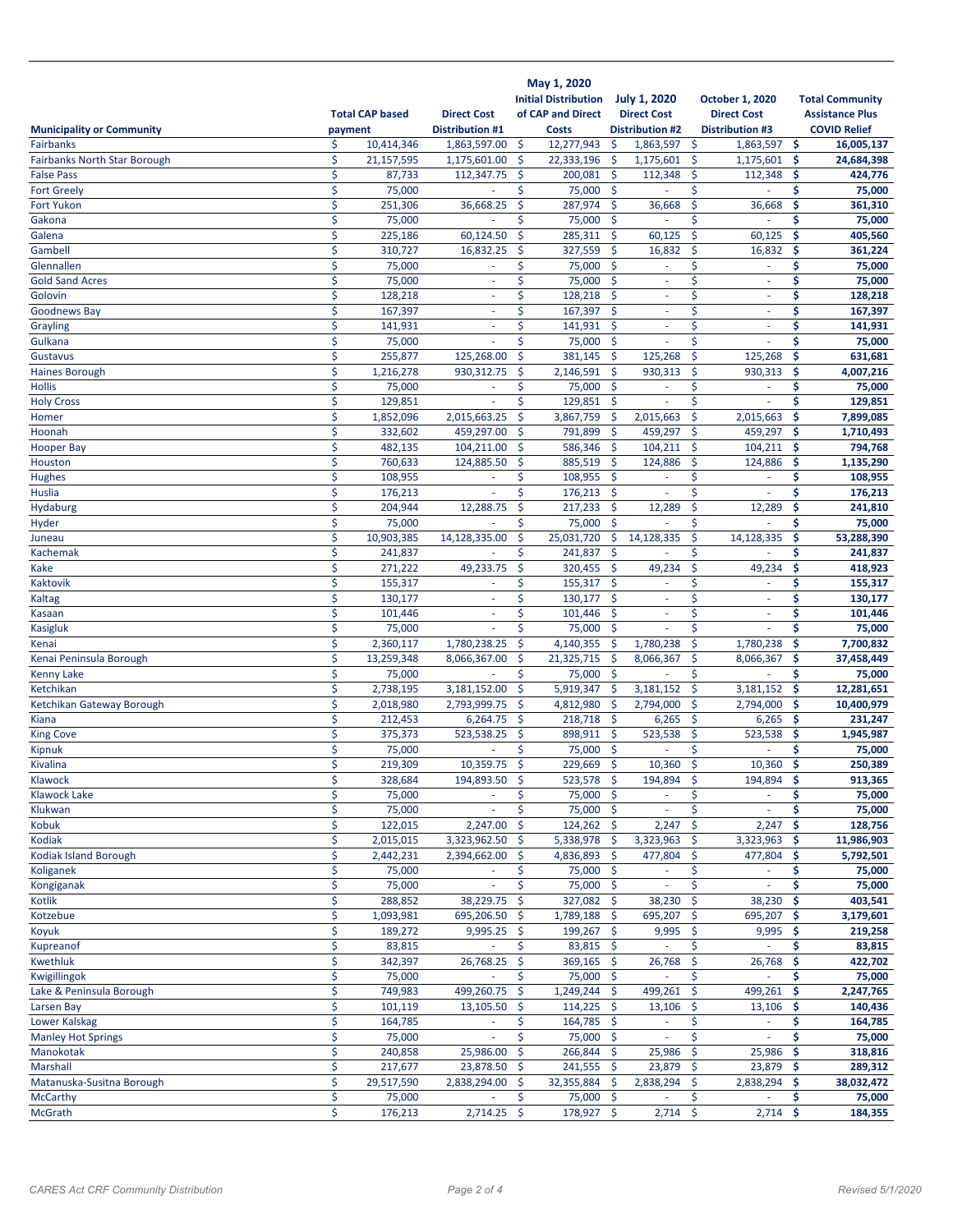| Municipality or Community | Total CAP based payment | Direct Cost Distribution #1 | May 1, 2020 Initial Distribution of CAP and Direct Costs | July 1, 2020 Direct Cost Distribution #2 | October 1, 2020 Direct Cost Distribution #3 | Total Community Assistance Plus COVID Relief |
|---|---|---|---|---|---|---|
| Fairbanks | $ 10,414,346 | 1,863,597.00 | $ 12,277,943 | $ 1,863,597 | $ 1,863,597 | **$ 16,005,137** |
| Fairbanks North Star Borough | $ 21,157,595 | 1,175,601.00 | $ 22,333,196 | $ 1,175,601 | $ 1,175,601 | **$ 24,684,398** |
| False Pass | $ 87,733 | 112,347.75 | $ 200,081 | $ 112,348 | $ 112,348 | **$ 424,776** |
| Fort Greely | $ 75,000 | - | $ 75,000 | $ - | $ - | **$ 75,000** |
| Fort Yukon | $ 251,306 | 36,668.25 | $ 287,974 | $ 36,668 | $ 36,668 | **$ 361,310** |
| Gakona | $ 75,000 | - | $ 75,000 | $ - | $ - | **$ 75,000** |
| Galena | $ 225,186 | 60,124.50 | $ 285,311 | $ 60,125 | $ 60,125 | **$ 405,560** |
| Gambell | $ 310,727 | 16,832.25 | $ 327,559 | $ 16,832 | $ 16,832 | **$ 361,224** |
| Glennallen | $ 75,000 | - | $ 75,000 | $ - | $ - | **$ 75,000** |
| Gold Sand Acres | $ 75,000 | - | $ 75,000 | $ - | $ - | **$ 75,000** |
| Golovin | $ 128,218 | - | $ 128,218 | $ - | $ - | **$ 128,218** |
| Goodnews Bay | $ 167,397 | - | $ 167,397 | $ - | $ - | **$ 167,397** |
| Grayling | $ 141,931 | - | $ 141,931 | $ - | $ - | **$ 141,931** |
| Gulkana | $ 75,000 | - | $ 75,000 | $ - | $ - | **$ 75,000** |
| Gustavus | $ 255,877 | 125,268.00 | $ 381,145 | $ 125,268 | $ 125,268 | **$ 631,681** |
| Haines Borough | $ 1,216,278 | 930,312.75 | $ 2,146,591 | $ 930,313 | $ 930,313 | **$ 4,007,216** |
| Hollis | $ 75,000 | - | $ 75,000 | $ - | $ - | **$ 75,000** |
| Holy Cross | $ 129,851 | - | $ 129,851 | $ - | $ - | **$ 129,851** |
| Homer | $ 1,852,096 | 2,015,663.25 | $ 3,867,759 | $ 2,015,663 | $ 2,015,663 | **$ 7,899,085** |
| Hoonah | $ 332,602 | 459,297.00 | $ 791,899 | $ 459,297 | $ 459,297 | **$ 1,710,493** |
| Hooper Bay | $ 482,135 | 104,211.00 | $ 586,346 | $ 104,211 | $ 104,211 | **$ 794,768** |
| Houston | $ 760,633 | 124,885.50 | $ 885,519 | $ 124,886 | $ 124,886 | **$ 1,135,290** |
| Hughes | $ 108,955 | - | $ 108,955 | $ - | $ - | **$ 108,955** |
| Huslia | $ 176,213 | - | $ 176,213 | $ - | $ - | **$ 176,213** |
| Hydaburg | $ 204,944 | 12,288.75 | $ 217,233 | $ 12,289 | $ 12,289 | **$ 241,810** |
| Hyder | $ 75,000 | - | $ 75,000 | $ - | $ - | **$ 75,000** |
| Juneau | $ 10,903,385 | 14,128,335.00 | $ 25,031,720 | $ 14,128,335 | $ 14,128,335 | **$ 53,288,390** |
| Kachemak | $ 241,837 | - | $ 241,837 | $ - | $ - | **$ 241,837** |
| Kake | $ 271,222 | 49,233.75 | $ 320,455 | $ 49,234 | $ 49,234 | **$ 418,923** |
| Kaktovik | $ 155,317 | - | $ 155,317 | $ - | $ - | **$ 155,317** |
| Kaltag | $ 130,177 | - | $ 130,177 | $ - | $ - | **$ 130,177** |
| Kasaan | $ 101,446 | - | $ 101,446 | $ - | $ - | **$ 101,446** |
| Kasigluk | $ 75,000 | - | $ 75,000 | $ - | $ - | **$ 75,000** |
| Kenai | $ 2,360,117 | 1,780,238.25 | $ 4,140,355 | $ 1,780,238 | $ 1,780,238 | **$ 7,700,832** |
| Kenai Peninsula Borough | $ 13,259,348 | 8,066,367.00 | $ 21,325,715 | $ 8,066,367 | $ 8,066,367 | **$ 37,458,449** |
| Kenny Lake | $ 75,000 | - | $ 75,000 | $ - | $ - | **$ 75,000** |
| Ketchikan | $ 2,738,195 | 3,181,152.00 | $ 5,919,347 | $ 3,181,152 | $ 3,181,152 | **$ 12,281,651** |
| Ketchikan Gateway Borough | $ 2,018,980 | 2,793,999.75 | $ 4,812,980 | $ 2,794,000 | $ 2,794,000 | **$ 10,400,979** |
| Kiana | $ 212,453 | 6,264.75 | $ 218,718 | $ 6,265 | $ 6,265 | **$ 231,247** |
| King Cove | $ 375,373 | 523,538.25 | $ 898,911 | $ 523,538 | $ 523,538 | **$ 1,945,987** |
| Kipnuk | $ 75,000 | - | $ 75,000 | $ - | $ - | **$ 75,000** |
| Kivalina | $ 219,309 | 10,359.75 | $ 229,669 | $ 10,360 | $ 10,360 | **$ 250,389** |
| Klawock | $ 328,684 | 194,893.50 | $ 523,578 | $ 194,894 | $ 194,894 | **$ 913,365** |
| Klawock Lake | $ 75,000 | - | $ 75,000 | $ - | $ - | **$ 75,000** |
| Klukwan | $ 75,000 | - | $ 75,000 | $ - | $ - | **$ 75,000** |
| Kobuk | $ 122,015 | 2,247.00 | $ 124,262 | $ 2,247 | $ 2,247 | **$ 128,756** |
| Kodiak | $ 2,015,015 | 3,323,962.50 | $ 5,338,978 | $ 3,323,963 | $ 3,323,963 | **$ 11,986,903** |
| Kodiak Island Borough | $ 2,442,231 | 2,394,662.00 | $ 4,836,893 | $ 477,804 | $ 477,804 | **$ 5,792,501** |
| Koliganek | $ 75,000 | - | $ 75,000 | $ - | $ - | **$ 75,000** |
| Kongiganak | $ 75,000 | - | $ 75,000 | $ - | $ - | **$ 75,000** |
| Kotlik | $ 288,852 | 38,229.75 | $ 327,082 | $ 38,230 | $ 38,230 | **$ 403,541** |
| Kotzebue | $ 1,093,981 | 695,206.50 | $ 1,789,188 | $ 695,207 | $ 695,207 | **$ 3,179,601** |
| Koyuk | $ 189,272 | 9,995.25 | $ 199,267 | $ 9,995 | $ 9,995 | **$ 219,258** |
| Kupreanof | $ 83,815 | - | $ 83,815 | $ - | $ - | **$ 83,815** |
| Kwethluk | $ 342,397 | 26,768.25 | $ 369,165 | $ 26,768 | $ 26,768 | **$ 422,702** |
| Kwigillingok | $ 75,000 | - | $ 75,000 | $ - | $ - | **$ 75,000** |
| Lake & Peninsula Borough | $ 749,983 | 499,260.75 | $ 1,249,244 | $ 499,261 | $ 499,261 | **$ 2,247,765** |
| Larsen Bay | $ 101,119 | 13,105.50 | $ 114,225 | $ 13,106 | $ 13,106 | **$ 140,436** |
| Lower Kalskag | $ 164,785 | - | $ 164,785 | $ - | $ - | **$ 164,785** |
| Manley Hot Springs | $ 75,000 | - | $ 75,000 | $ - | $ - | **$ 75,000** |
| Manokotak | $ 240,858 | 25,986.00 | $ 266,844 | $ 25,986 | $ 25,986 | **$ 318,816** |
| Marshall | $ 217,677 | 23,878.50 | $ 241,555 | $ 23,879 | $ 23,879 | **$ 289,312** |
| Matanuska-Susitna Borough | $ 29,517,590 | 2,838,294.00 | $ 32,355,884 | $ 2,838,294 | $ 2,838,294 | **$ 38,032,472** |
| McCarthy | $ 75,000 | - | $ 75,000 | $ - | $ - | **$ 75,000** |
| McGrath | $ 176,213 | 2,714.25 | $ 178,927 | $ 2,714 | $ 2,714 | **$ 184,355** |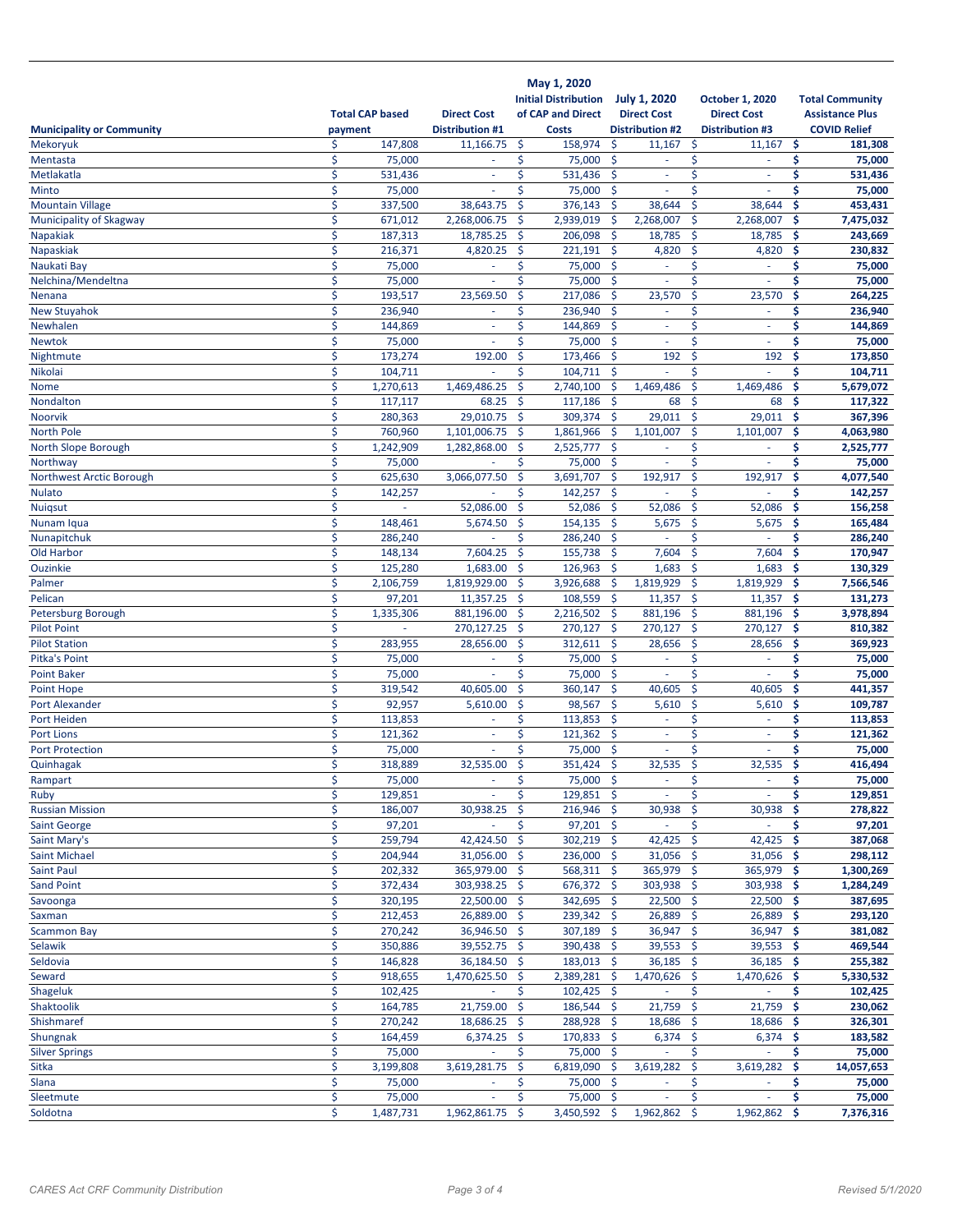| Municipality or Community | Total CAP based payment | Direct Cost Distribution #1 | May 1, 2020 Initial Distribution of CAP and Direct Costs | July 1, 2020 Direct Cost Distribution #2 | October 1, 2020 Direct Cost Distribution #3 | Total Community Assistance Plus COVID Relief |
|---|---|---|---|---|---|---|
| Mekoryuk | $ 147,808 | 11,166.75 | $ 158,974 | $ 11,167 | $ 11,167 | $ 181,308 |
| Mentasta | $ 75,000 | - | $ 75,000 | $ - | $ - | $ 75,000 |
| Metlakatla | $ 531,436 | - | $ 531,436 | $ - | $ - | $ 531,436 |
| Minto | $ 75,000 | - | $ 75,000 | $ - | $ - | $ 75,000 |
| Mountain Village | $ 337,500 | 38,643.75 | $ 376,143 | $ 38,644 | $ 38,644 | $ 453,431 |
| Municipality of Skagway | $ 671,012 | 2,268,006.75 | $ 2,939,019 | $ 2,268,007 | $ 2,268,007 | $ 7,475,032 |
| Napakiak | $ 187,313 | 18,785.25 | $ 206,098 | $ 18,785 | $ 18,785 | $ 243,669 |
| Napaskiak | $ 216,371 | 4,820.25 | $ 221,191 | $ 4,820 | $ 4,820 | $ 230,832 |
| Naukati Bay | $ 75,000 | - | $ 75,000 | $ - | $ - | $ 75,000 |
| Nelchina/Mendeltna | $ 75,000 | - | $ 75,000 | $ - | $ - | $ 75,000 |
| Nenana | $ 193,517 | 23,569.50 | $ 217,086 | $ 23,570 | $ 23,570 | $ 264,225 |
| New Stuyahok | $ 236,940 | - | $ 236,940 | $ - | $ - | $ 236,940 |
| Newhalen | $ 144,869 | - | $ 144,869 | $ - | $ - | $ 144,869 |
| Newtok | $ 75,000 | - | $ 75,000 | $ - | $ - | $ 75,000 |
| Nightmute | $ 173,274 | 192.00 | $ 173,466 | $ 192 | $ 192 | $ 173,850 |
| Nikolai | $ 104,711 | - | $ 104,711 | $ - | $ - | $ 104,711 |
| Nome | $ 1,270,613 | 1,469,486.25 | $ 2,740,100 | $ 1,469,486 | $ 1,469,486 | $ 5,679,072 |
| Nondalton | $ 117,117 | 68.25 | $ 117,186 | $ 68 | $ 68 | $ 117,322 |
| Noorvik | $ 280,363 | 29,010.75 | $ 309,374 | $ 29,011 | $ 29,011 | $ 367,396 |
| North Pole | $ 760,960 | 1,101,006.75 | $ 1,861,966 | $ 1,101,007 | $ 1,101,007 | $ 4,063,980 |
| North Slope Borough | $ 1,242,909 | 1,282,868.00 | $ 2,525,777 | $ - | $ - | $ 2,525,777 |
| Northway | $ 75,000 | - | $ 75,000 | $ - | $ - | $ 75,000 |
| Northwest Arctic Borough | $ 625,630 | 3,066,077.50 | $ 3,691,707 | $ 192,917 | $ 192,917 | $ 4,077,540 |
| Nulato | $ 142,257 | - | $ 142,257 | $ - | $ - | $ 142,257 |
| Nuiqsut | $ - | 52,086.00 | $ 52,086 | $ 52,086 | $ 52,086 | $ 156,258 |
| Nunam Iqua | $ 148,461 | 5,674.50 | $ 154,135 | $ 5,675 | $ 5,675 | $ 165,484 |
| Nunapitchuk | $ 286,240 | - | $ 286,240 | $ - | $ - | $ 286,240 |
| Old Harbor | $ 148,134 | 7,604.25 | $ 155,738 | $ 7,604 | $ 7,604 | $ 170,947 |
| Ouzinkie | $ 125,280 | 1,683.00 | $ 126,963 | $ 1,683 | $ 1,683 | $ 130,329 |
| Palmer | $ 2,106,759 | 1,819,929.00 | $ 3,926,688 | $ 1,819,929 | $ 1,819,929 | $ 7,566,546 |
| Pelican | $ 97,201 | 11,357.25 | $ 108,559 | $ 11,357 | $ 11,357 | $ 131,273 |
| Petersburg Borough | $ 1,335,306 | 881,196.00 | $ 2,216,502 | $ 881,196 | $ 881,196 | $ 3,978,894 |
| Pilot Point | $ - | 270,127.25 | $ 270,127 | $ 270,127 | $ 270,127 | $ 810,382 |
| Pilot Station | $ 283,955 | 28,656.00 | $ 312,611 | $ 28,656 | $ 28,656 | $ 369,923 |
| Pitka's Point | $ 75,000 | - | $ 75,000 | $ - | $ - | $ 75,000 |
| Point Baker | $ 75,000 | - | $ 75,000 | $ - | $ - | $ 75,000 |
| Point Hope | $ 319,542 | 40,605.00 | $ 360,147 | $ 40,605 | $ 40,605 | $ 441,357 |
| Port Alexander | $ 92,957 | 5,610.00 | $ 98,567 | $ 5,610 | $ 5,610 | $ 109,787 |
| Port Heiden | $ 113,853 | - | $ 113,853 | $ - | $ - | $ 113,853 |
| Port Lions | $ 121,362 | - | $ 121,362 | $ - | $ - | $ 121,362 |
| Port Protection | $ 75,000 | - | $ 75,000 | $ - | $ - | $ 75,000 |
| Quinhagak | $ 318,889 | 32,535.00 | $ 351,424 | $ 32,535 | $ 32,535 | $ 416,494 |
| Rampart | $ 75,000 | - | $ 75,000 | $ - | $ - | $ 75,000 |
| Ruby | $ 129,851 | - | $ 129,851 | $ - | $ - | $ 129,851 |
| Russian Mission | $ 186,007 | 30,938.25 | $ 216,946 | $ 30,938 | $ 30,938 | $ 278,822 |
| Saint George | $ 97,201 | - | $ 97,201 | $ - | $ - | $ 97,201 |
| Saint Mary's | $ 259,794 | 42,424.50 | $ 302,219 | $ 42,425 | $ 42,425 | $ 387,068 |
| Saint Michael | $ 204,944 | 31,056.00 | $ 236,000 | $ 31,056 | $ 31,056 | $ 298,112 |
| Saint Paul | $ 202,332 | 365,979.00 | $ 568,311 | $ 365,979 | $ 365,979 | $ 1,300,269 |
| Sand Point | $ 372,434 | 303,938.25 | $ 676,372 | $ 303,938 | $ 303,938 | $ 1,284,249 |
| Savoonga | $ 320,195 | 22,500.00 | $ 342,695 | $ 22,500 | $ 22,500 | $ 387,695 |
| Saxman | $ 212,453 | 26,889.00 | $ 239,342 | $ 26,889 | $ 26,889 | $ 293,120 |
| Scammon Bay | $ 270,242 | 36,946.50 | $ 307,189 | $ 36,947 | $ 36,947 | $ 381,082 |
| Selawik | $ 350,886 | 39,552.75 | $ 390,438 | $ 39,553 | $ 39,553 | $ 469,544 |
| Seldovia | $ 146,828 | 36,184.50 | $ 183,013 | $ 36,185 | $ 36,185 | $ 255,382 |
| Seward | $ 918,655 | 1,470,625.50 | $ 2,389,281 | $ 1,470,626 | $ 1,470,626 | $ 5,330,532 |
| Shageluk | $ 102,425 | - | $ 102,425 | $ - | $ - | $ 102,425 |
| Shaktoolik | $ 164,785 | 21,759.00 | $ 186,544 | $ 21,759 | $ 21,759 | $ 230,062 |
| Shishmaref | $ 270,242 | 18,686.25 | $ 288,928 | $ 18,686 | $ 18,686 | $ 326,301 |
| Shungnak | $ 164,459 | 6,374.25 | $ 170,833 | $ 6,374 | $ 6,374 | $ 183,582 |
| Silver Springs | $ 75,000 | - | $ 75,000 | $ - | $ - | $ 75,000 |
| Sitka | $ 3,199,808 | 3,619,281.75 | $ 6,819,090 | $ 3,619,282 | $ 3,619,282 | $ 14,057,653 |
| Slana | $ 75,000 | - | $ 75,000 | $ - | $ - | $ 75,000 |
| Sleetmute | $ 75,000 | - | $ 75,000 | $ - | $ - | $ 75,000 |
| Soldotna | $ 1,487,731 | 1,962,861.75 | $ 3,450,592 | $ 1,962,862 | $ 1,962,862 | $ 7,376,316 |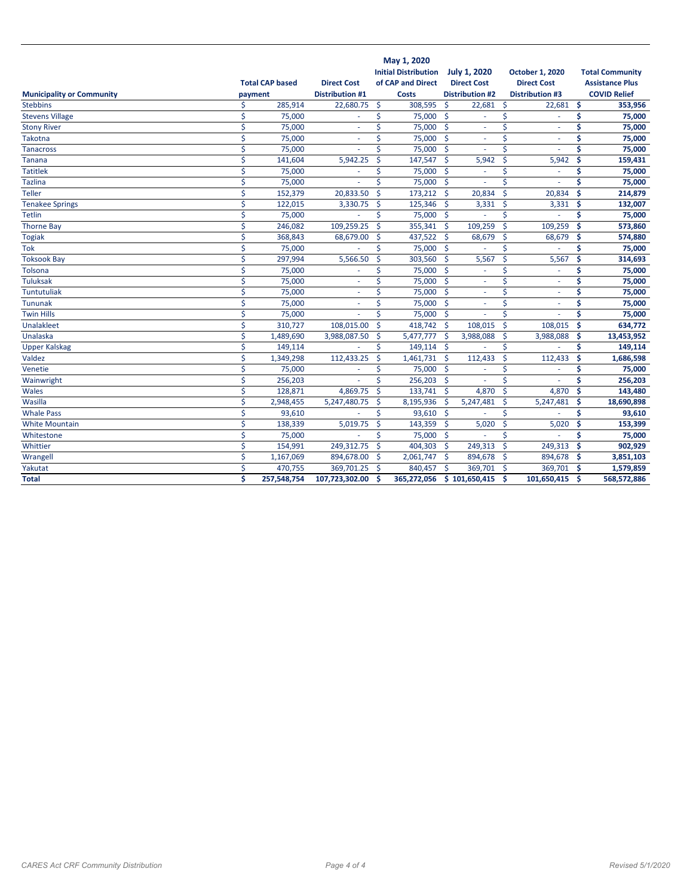| Municipality or Community | Total CAP based payment | Direct Cost Distribution #1 | May 1, 2020 Initial Distribution of CAP and Direct Costs | July 1, 2020 Direct Cost Distribution #2 | October 1, 2020 Direct Cost Distribution #3 | Total Community Assistance Plus COVID Relief |
|---|---|---|---|---|---|---|
| Stebbins | $ 285,914 | 22,680.75 | $ 308,595 | $ 22,681 | $ 22,681 | $ 353,956 |
| Stevens Village | $ 75,000 | - | $ 75,000 | $ - | $ - | $ 75,000 |
| Stony River | $ 75,000 | - | $ 75,000 | $ - | $ - | $ 75,000 |
| Takotna | $ 75,000 | - | $ 75,000 | $ - | $ - | $ 75,000 |
| Tanacross | $ 75,000 | - | $ 75,000 | $ - | $ - | $ 75,000 |
| Tanana | $ 141,604 | 5,942.25 | $ 147,547 | $ 5,942 | $ 5,942 | $ 159,431 |
| Tatitlek | $ 75,000 | - | $ 75,000 | $ - | $ - | $ 75,000 |
| Tazlina | $ 75,000 | - | $ 75,000 | $ - | $ - | $ 75,000 |
| Teller | $ 152,379 | 20,833.50 | $ 173,212 | $ 20,834 | $ 20,834 | $ 214,879 |
| Tenakee Springs | $ 122,015 | 3,330.75 | $ 125,346 | $ 3,331 | $ 3,331 | $ 132,007 |
| Tetlin | $ 75,000 | - | $ 75,000 | $ - | $ - | $ 75,000 |
| Thorne Bay | $ 246,082 | 109,259.25 | $ 355,341 | $ 109,259 | $ 109,259 | $ 573,860 |
| Togiak | $ 368,843 | 68,679.00 | $ 437,522 | $ 68,679 | $ 68,679 | $ 574,880 |
| Tok | $ 75,000 | - | $ 75,000 | $ - | $ - | $ 75,000 |
| Toksook Bay | $ 297,994 | 5,566.50 | $ 303,560 | $ 5,567 | $ 5,567 | $ 314,693 |
| Tolsona | $ 75,000 | - | $ 75,000 | $ - | $ - | $ 75,000 |
| Tuluksak | $ 75,000 | - | $ 75,000 | $ - | $ - | $ 75,000 |
| Tuntutuliak | $ 75,000 | - | $ 75,000 | $ - | $ - | $ 75,000 |
| Tununak | $ 75,000 | - | $ 75,000 | $ - | $ - | $ 75,000 |
| Twin Hills | $ 75,000 | - | $ 75,000 | $ - | $ - | $ 75,000 |
| Unalakleet | $ 310,727 | 108,015.00 | $ 418,742 | $ 108,015 | $ 108,015 | $ 634,772 |
| Unalaska | $ 1,489,690 | 3,988,087.50 | $ 5,477,777 | $ 3,988,088 | $ 3,988,088 | $ 13,453,952 |
| Upper Kalskag | $ 149,114 | - | $ 149,114 | $ - | $ - | $ 149,114 |
| Valdez | $ 1,349,298 | 112,433.25 | $ 1,461,731 | $ 112,433 | $ 112,433 | $ 1,686,598 |
| Venetie | $ 75,000 | - | $ 75,000 | $ - | $ - | $ 75,000 |
| Wainwright | $ 256,203 | - | $ 256,203 | $ - | $ - | $ 256,203 |
| Wales | $ 128,871 | 4,869.75 | $ 133,741 | $ 4,870 | $ 4,870 | $ 143,480 |
| Wasilla | $ 2,948,455 | 5,247,480.75 | $ 8,195,936 | $ 5,247,481 | $ 5,247,481 | $ 18,690,898 |
| Whale Pass | $ 93,610 | - | $ 93,610 | $ - | $ - | $ 93,610 |
| White Mountain | $ 138,339 | 5,019.75 | $ 143,359 | $ 5,020 | $ 5,020 | $ 153,399 |
| Whitestone | $ 75,000 | - | $ 75,000 | $ - | $ - | $ 75,000 |
| Whittier | $ 154,991 | 249,312.75 | $ 404,303 | $ 249,313 | $ 249,313 | $ 902,929 |
| Wrangell | $ 1,167,069 | 894,678.00 | $ 2,061,747 | $ 894,678 | $ 894,678 | $ 3,851,103 |
| Yakutat | $ 470,755 | 369,701.25 | $ 840,457 | $ 369,701 | $ 369,701 | $ 1,579,859 |
| **Total** | **$ 257,548,754** | **107,723,302.00** | **$ 365,272,056** | **$ 101,650,415** | **$ 101,650,415** | **$ 568,572,886** |

*CARES Act CRF Community Distribution* *Revised 5/1/2020*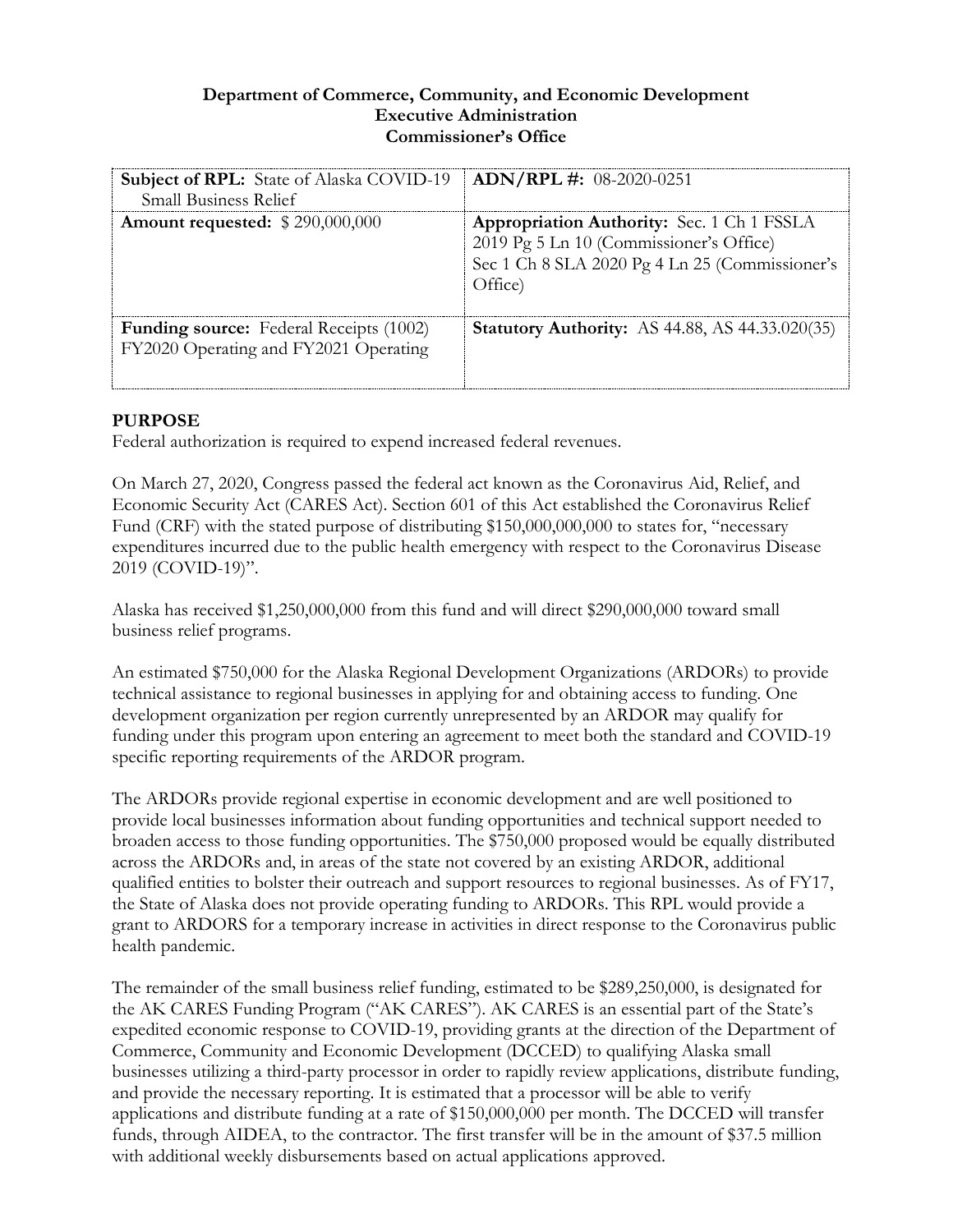**Department of Commerce, Community, and Economic Development**
**Executive Administration**
**Commissioner's Office**

| **Subject of RPL:** State of Alaska COVID-19 Small Business Relief | **ADN/RPL #:** 08-2020-0251 |
|---|---|
| **Amount requested:** $ 290,000,000 | **Appropriation Authority:** Sec. 1 Ch 1 FSSLA 2019 Pg 5 Ln 10 (Commissioner's Office) Sec 1 Ch 8 SLA 2020 Pg 4 Ln 25 (Commissioner's Office) |
| **Funding source:** Federal Receipts (1002) FY2020 Operating and FY2021 Operating | **Statutory Authority:** AS 44.88, AS 44.33.020(35) |

## PURPOSE

Federal authorization is required to expend increased federal revenues.

On March 27, 2020, Congress passed the federal act known as the Coronavirus Aid, Relief, and Economic Security Act (CARES Act). Section 601 of this Act established the Coronavirus Relief Fund (CRF) with the stated purpose of distributing $150,000,000,000 to states for, "necessary expenditures incurred due to the public health emergency with respect to the Coronavirus Disease 2019 (COVID-19)".

Alaska has received $1,250,000,000 from this fund and will direct $290,000,000 toward small business relief programs.

An estimated $750,000 for the Alaska Regional Development Organizations (ARDORs) to provide technical assistance to regional businesses in applying for and obtaining access to funding. One development organization per region currently unrepresented by an ARDOR may qualify for funding under this program upon entering an agreement to meet both the standard and COVID-19 specific reporting requirements of the ARDOR program.

The ARDORs provide regional expertise in economic development and are well positioned to provide local businesses information about funding opportunities and technical support needed to broaden access to those funding opportunities. The $750,000 proposed would be equally distributed across the ARDORs and, in areas of the state not covered by an existing ARDOR, additional qualified entities to bolster their outreach and support resources to regional businesses. As of FY17, the State of Alaska does not provide operating funding to ARDORs. This RPL would provide a grant to ARDORS for a temporary increase in activities in direct response to the Coronavirus public health pandemic.

The remainder of the small business relief funding, estimated to be $289,250,000, is designated for the AK CARES Funding Program ("AK CARES"). AK CARES is an essential part of the State's expedited economic response to COVID-19, providing grants at the direction of the Department of Commerce, Community and Economic Development (DCCED) to qualifying Alaska small businesses utilizing a third-party processor in order to rapidly review applications, distribute funding, and provide the necessary reporting. It is estimated that a processor will be able to verify applications and distribute funding at a rate of $150,000,000 per month. The DCCED will transfer funds, through AIDEA, to the contractor. The first transfer will be in the amount of $37.5 million with additional weekly disbursements based on actual applications approved.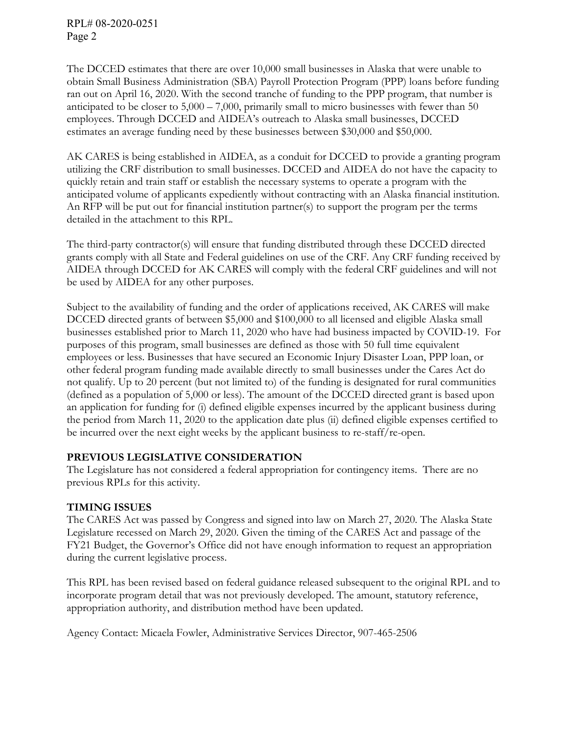The DCCED estimates that there are over 10,000 small businesses in Alaska that were unable to obtain Small Business Administration (SBA) Payroll Protection Program (PPP) loans before funding ran out on April 16, 2020. With the second tranche of funding to the PPP program, that number is anticipated to be closer to 5,000 – 7,000, primarily small to micro businesses with fewer than 50 employees. Through DCCED and AIDEA's outreach to Alaska small businesses, DCCED estimates an average funding need by these businesses between $30,000 and $50,000.

AK CARES is being established in AIDEA, as a conduit for DCCED to provide a granting program utilizing the CRF distribution to small businesses. DCCED and AIDEA do not have the capacity to quickly retain and train staff or establish the necessary systems to operate a program with the anticipated volume of applicants expediently without contracting with an Alaska financial institution. An RFP will be put out for financial institution partner(s) to support the program per the terms detailed in the attachment to this RPL.

The third-party contractor(s) will ensure that funding distributed through these DCCED directed grants comply with all State and Federal guidelines on use of the CRF. Any CRF funding received by AIDEA through DCCED for AK CARES will comply with the federal CRF guidelines and will not be used by AIDEA for any other purposes.

Subject to the availability of funding and the order of applications received, AK CARES will make DCCED directed grants of between $5,000 and $100,000 to all licensed and eligible Alaska small businesses established prior to March 11, 2020 who have had business impacted by COVID-19. For purposes of this program, small businesses are defined as those with 50 full time equivalent employees or less. Businesses that have secured an Economic Injury Disaster Loan, PPP loan, or other federal program funding made available directly to small businesses under the Cares Act do not qualify. Up to 20 percent (but not limited to) of the funding is designated for rural communities (defined as a population of 5,000 or less). The amount of the DCCED directed grant is based upon an application for funding for (i) defined eligible expenses incurred by the applicant business during the period from March 11, 2020 to the application date plus (ii) defined eligible expenses certified to be incurred over the next eight weeks by the applicant business to re-staff/re-open.

**PREVIOUS LEGISLATIVE CONSIDERATION**

The Legislature has not considered a federal appropriation for contingency items. There are no previous RPLs for this activity.

**TIMING ISSUES**

The CARES Act was passed by Congress and signed into law on March 27, 2020. The Alaska State Legislature recessed on March 29, 2020. Given the timing of the CARES Act and passage of the FY21 Budget, the Governor's Office did not have enough information to request an appropriation during the current legislative process.

This RPL has been revised based on federal guidance released subsequent to the original RPL and to incorporate program detail that was not previously developed. The amount, statutory reference, appropriation authority, and distribution method have been updated.

Agency Contact: Micaela Fowler, Administrative Services Director, 907-465-2506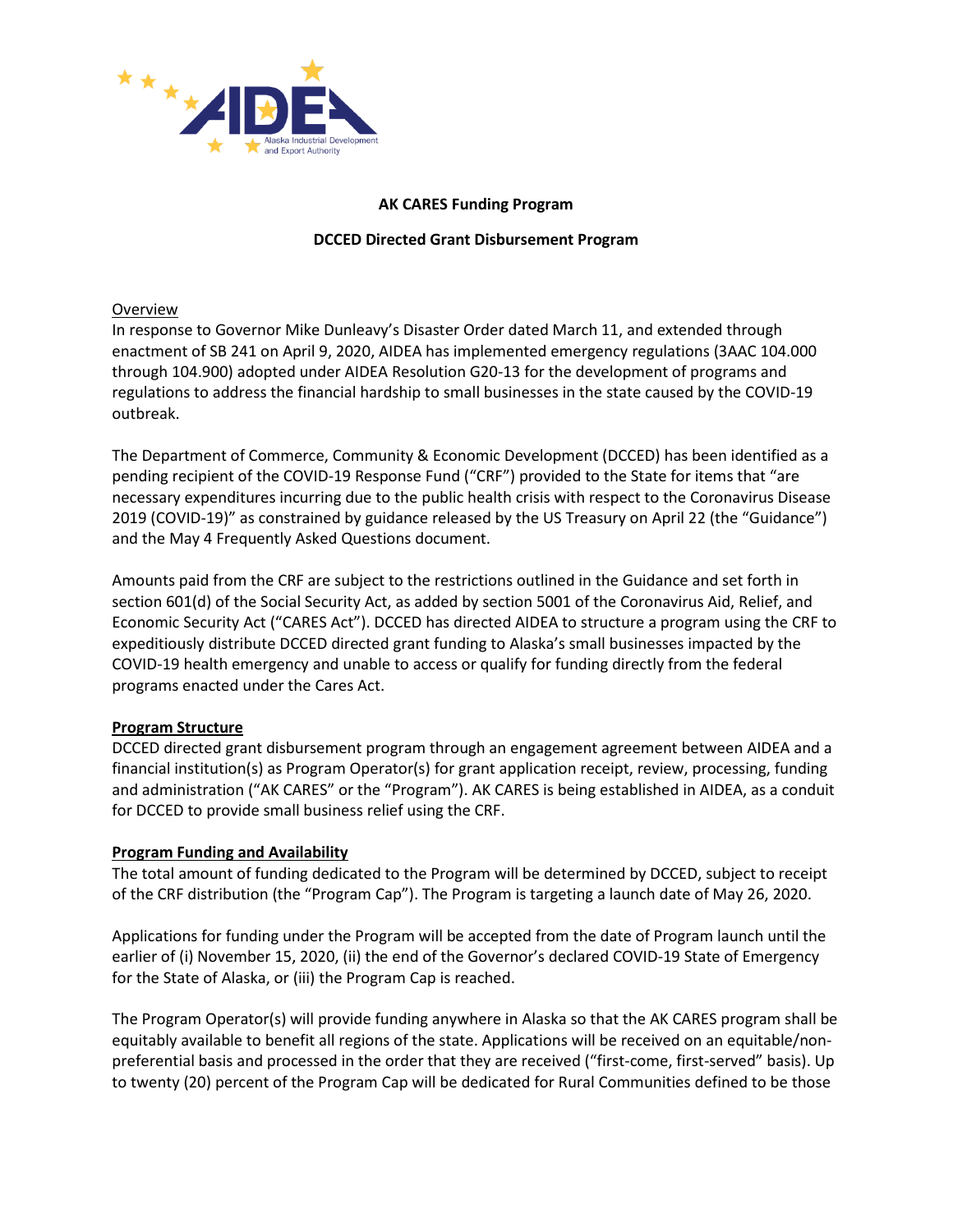**AK CARES Funding Program**

**DCCED Directed Grant Disbursement Program**

Overview

In response to Governor Mike Dunleavy's Disaster Order dated March 11, and extended through enactment of SB 241 on April 9, 2020, AIDEA has implemented emergency regulations (3AAC 104.000 through 104.900) adopted under AIDEA Resolution G20-13 for the development of programs and regulations to address the financial hardship to small businesses in the state caused by the COVID-19 outbreak.

The Department of Commerce, Community & Economic Development (DCCED) has been identified as a pending recipient of the COVID-19 Response Fund ("CRF") provided to the State for items that "are necessary expenditures incurring due to the public health crisis with respect to the Coronavirus Disease 2019 (COVID-19)" as constrained by guidance released by the US Treasury on April 22 (the "Guidance") and the May 4 Frequently Asked Questions document.

Amounts paid from the CRF are subject to the restrictions outlined in the Guidance and set forth in section 601(d) of the Social Security Act, as added by section 5001 of the Coronavirus Aid, Relief, and Economic Security Act ("CARES Act"). DCCED has directed AIDEA to structure a program using the CRF to expeditiously distribute DCCED directed grant funding to Alaska's small businesses impacted by the COVID-19 health emergency and unable to access or qualify for funding directly from the federal programs enacted under the Cares Act.

**Program Structure**

DCCED directed grant disbursement program through an engagement agreement between AIDEA and a financial institution(s) as Program Operator(s) for grant application receipt, review, processing, funding and administration ("AK CARES" or the "Program"). AK CARES is being established in AIDEA, as a conduit for DCCED to provide small business relief using the CRF.

**Program Funding and Availability**

The total amount of funding dedicated to the Program will be determined by DCCED, subject to receipt of the CRF distribution (the "Program Cap"). The Program is targeting a launch date of May 26, 2020.

Applications for funding under the Program will be accepted from the date of Program launch until the earlier of (i) November 15, 2020, (ii) the end of the Governor's declared COVID-19 State of Emergency for the State of Alaska, or (iii) the Program Cap is reached.

The Program Operator(s) will provide funding anywhere in Alaska so that the AK CARES program shall be equitably available to benefit all regions of the state. Applications will be received on an equitable/non-preferential basis and processed in the order that they are received ("first-come, first-served" basis). Up to twenty (20) percent of the Program Cap will be dedicated for Rural Communities defined to be those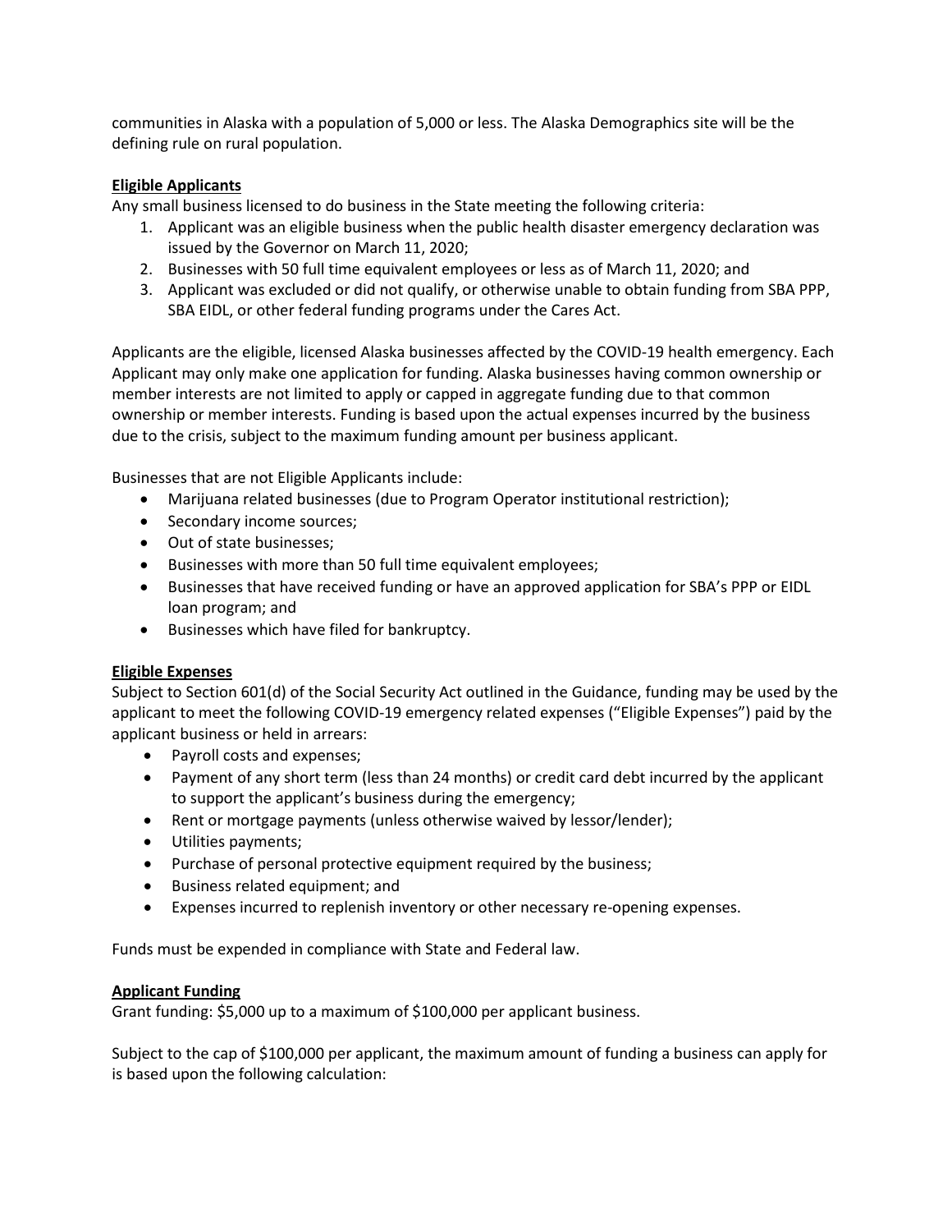communities in Alaska with a population of 5,000 or less. The Alaska Demographics site will be the defining rule on rural population.

**Eligible Applicants**

Any small business licensed to do business in the State meeting the following criteria:

1. Applicant was an eligible business when the public health disaster emergency declaration was issued by the Governor on March 11, 2020;
2. Businesses with 50 full time equivalent employees or less as of March 11, 2020; and
3. Applicant was excluded or did not qualify, or otherwise unable to obtain funding from SBA PPP, SBA EIDL, or other federal funding programs under the Cares Act.

Applicants are the eligible, licensed Alaska businesses affected by the COVID-19 health emergency. Each Applicant may only make one application for funding. Alaska businesses having common ownership or member interests are not limited to apply or capped in aggregate funding due to that common ownership or member interests. Funding is based upon the actual expenses incurred by the business due to the crisis, subject to the maximum funding amount per business applicant.

Businesses that are not Eligible Applicants include:

- Marijuana related businesses (due to Program Operator institutional restriction);
- Secondary income sources;
- Out of state businesses;
- Businesses with more than 50 full time equivalent employees;
- Businesses that have received funding or have an approved application for SBA's PPP or EIDL loan program; and
- Businesses which have filed for bankruptcy.

**Eligible Expenses**

Subject to Section 601(d) of the Social Security Act outlined in the Guidance, funding may be used by the applicant to meet the following COVID-19 emergency related expenses ("Eligible Expenses") paid by the applicant business or held in arrears:

- Payroll costs and expenses;
- Payment of any short term (less than 24 months) or credit card debt incurred by the applicant to support the applicant's business during the emergency;
- Rent or mortgage payments (unless otherwise waived by lessor/lender);
- Utilities payments;
- Purchase of personal protective equipment required by the business;
- Business related equipment; and
- Expenses incurred to replenish inventory or other necessary re-opening expenses.

Funds must be expended in compliance with State and Federal law.

**Applicant Funding**

Grant funding: $5,000 up to a maximum of $100,000 per applicant business.

Subject to the cap of $100,000 per applicant, the maximum amount of funding a business can apply for is based upon the following calculation: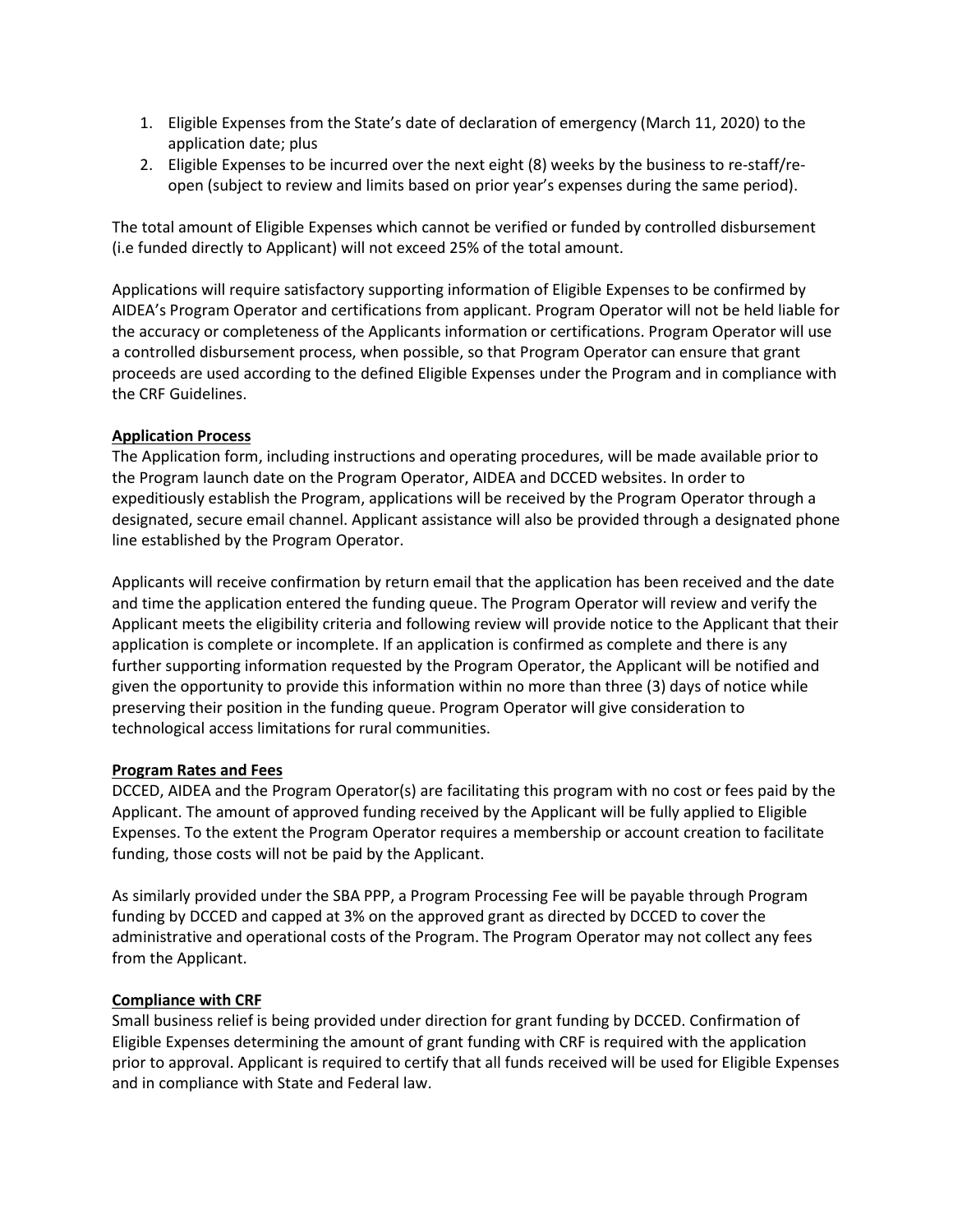1. Eligible Expenses from the State's date of declaration of emergency (March 11, 2020) to the application date; plus
2. Eligible Expenses to be incurred over the next eight (8) weeks by the business to re-staff/re-open (subject to review and limits based on prior year's expenses during the same period).

The total amount of Eligible Expenses which cannot be verified or funded by controlled disbursement (i.e funded directly to Applicant) will not exceed 25% of the total amount.

Applications will require satisfactory supporting information of Eligible Expenses to be confirmed by AIDEA's Program Operator and certifications from applicant. Program Operator will not be held liable for the accuracy or completeness of the Applicants information or certifications. Program Operator will use a controlled disbursement process, when possible, so that Program Operator can ensure that grant proceeds are used according to the defined Eligible Expenses under the Program and in compliance with the CRF Guidelines.

**Application Process**

The Application form, including instructions and operating procedures, will be made available prior to the Program launch date on the Program Operator, AIDEA and DCCED websites. In order to expeditiously establish the Program, applications will be received by the Program Operator through a designated, secure email channel. Applicant assistance will also be provided through a designated phone line established by the Program Operator.

Applicants will receive confirmation by return email that the application has been received and the date and time the application entered the funding queue. The Program Operator will review and verify the Applicant meets the eligibility criteria and following review will provide notice to the Applicant that their application is complete or incomplete. If an application is confirmed as complete and there is any further supporting information requested by the Program Operator, the Applicant will be notified and given the opportunity to provide this information within no more than three (3) days of notice while preserving their position in the funding queue. Program Operator will give consideration to technological access limitations for rural communities.

**Program Rates and Fees**

DCCED, AIDEA and the Program Operator(s) are facilitating this program with no cost or fees paid by the Applicant. The amount of approved funding received by the Applicant will be fully applied to Eligible Expenses. To the extent the Program Operator requires a membership or account creation to facilitate funding, those costs will not be paid by the Applicant.

As similarly provided under the SBA PPP, a Program Processing Fee will be payable through Program funding by DCCED and capped at 3% on the approved grant as directed by DCCED to cover the administrative and operational costs of the Program. The Program Operator may not collect any fees from the Applicant.

**Compliance with CRF**

Small business relief is being provided under direction for grant funding by DCCED. Confirmation of Eligible Expenses determining the amount of grant funding with CRF is required with the application prior to approval. Applicant is required to certify that all funds received will be used for Eligible Expenses and in compliance with State and Federal law.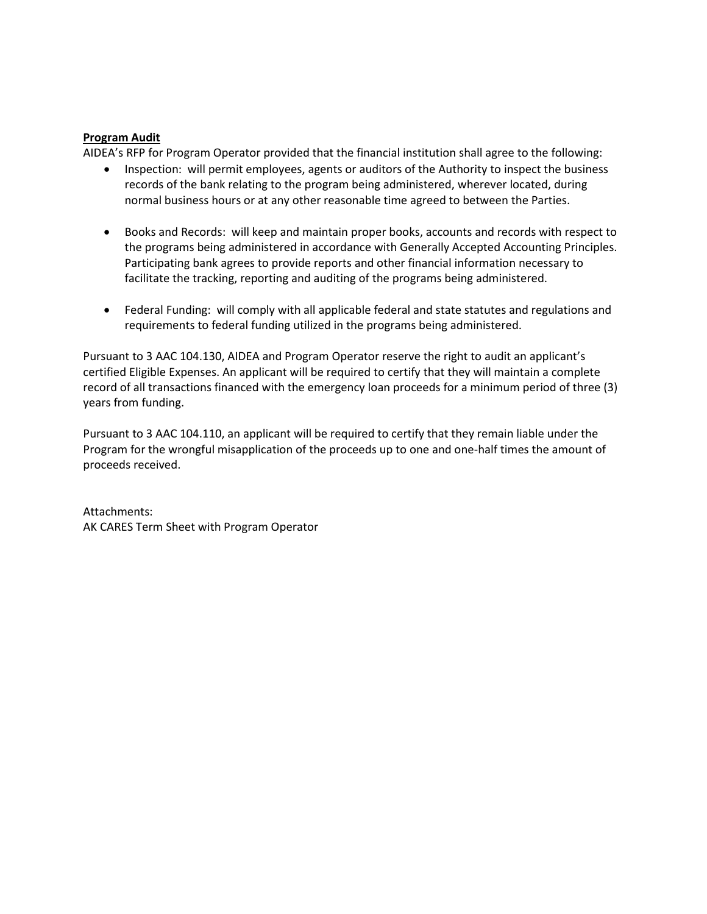**Program Audit**

AIDEA's RFP for Program Operator provided that the financial institution shall agree to the following:

- Inspection: will permit employees, agents or auditors of the Authority to inspect the business records of the bank relating to the program being administered, wherever located, during normal business hours or at any other reasonable time agreed to between the Parties.

- Books and Records: will keep and maintain proper books, accounts and records with respect to the programs being administered in accordance with Generally Accepted Accounting Principles. Participating bank agrees to provide reports and other financial information necessary to facilitate the tracking, reporting and auditing of the programs being administered.

- Federal Funding: will comply with all applicable federal and state statutes and regulations and requirements to federal funding utilized in the programs being administered.

Pursuant to 3 AAC 104.130, AIDEA and Program Operator reserve the right to audit an applicant's certified Eligible Expenses. An applicant will be required to certify that they will maintain a complete record of all transactions financed with the emergency loan proceeds for a minimum period of three (3) years from funding.

Pursuant to 3 AAC 104.110, an applicant will be required to certify that they remain liable under the Program for the wrongful misapplication of the proceeds up to one and one-half times the amount of proceeds received.

Attachments:
AK CARES Term Sheet with Program Operator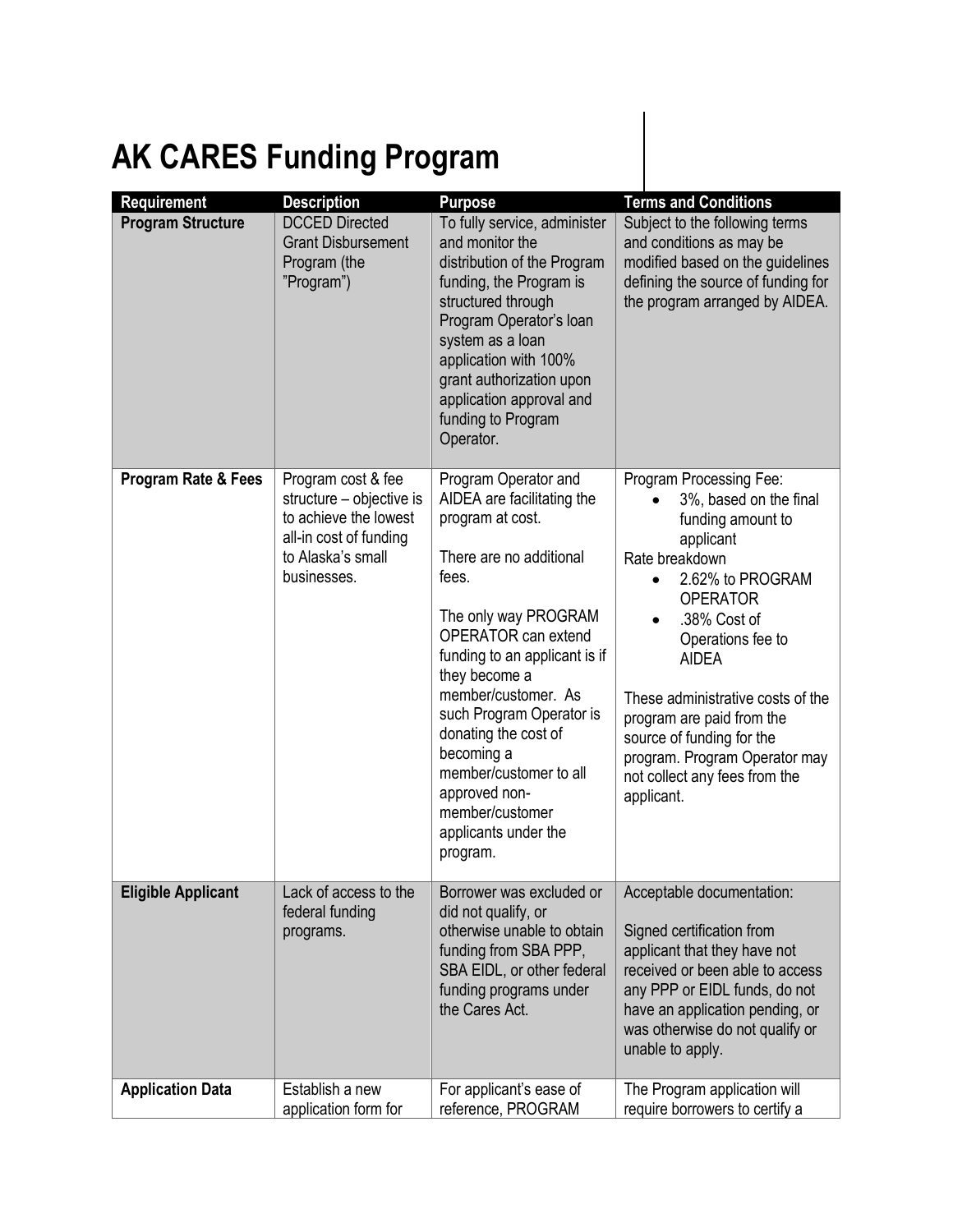# AK CARES Funding Program

| Requirement | Description | Purpose | Terms and Conditions |
|---|---|---|---|
| **Program Structure** | DCCED Directed Grant Disbursement Program (the "Program") | To fully service, administer and monitor the distribution of the Program funding, the Program is structured through Program Operator's loan system as a loan application with 100% grant authorization upon application approval and funding to Program Operator. | Subject to the following terms and conditions as may be modified based on the guidelines defining the source of funding for the program arranged by AIDEA. |
| **Program Rate & Fees** | Program cost & fee structure – objective is to achieve the lowest all-in cost of funding to Alaska's small businesses. | Program Operator and AIDEA are facilitating the program at cost.<br><br>There are no additional fees.<br><br>The only way PROGRAM OPERATOR can extend funding to an applicant is if they become a member/customer. As such Program Operator is donating the cost of becoming a member/customer to all approved non-member/customer applicants under the program. | Program Processing Fee:<br>• 3%, based on the final funding amount to applicant<br>Rate breakdown<br>• 2.62% to PROGRAM OPERATOR<br>• .38% Cost of Operations fee to AIDEA<br><br>These administrative costs of the program are paid from the source of funding for the program. Program Operator may not collect any fees from the applicant. |
| **Eligible Applicant** | Lack of access to the federal funding programs. | Borrower was excluded or did not qualify, or otherwise unable to obtain funding from SBA PPP, SBA EIDL, or other federal funding programs under the Cares Act. | Acceptable documentation:<br><br>Signed certification from applicant that they have not received or been able to access any PPP or EIDL funds, do not have an application pending, or was otherwise do not qualify or unable to apply. |
| **Application Data** | Establish a new application form for | For applicant's ease of reference, PROGRAM | The Program application will require borrowers to certify a |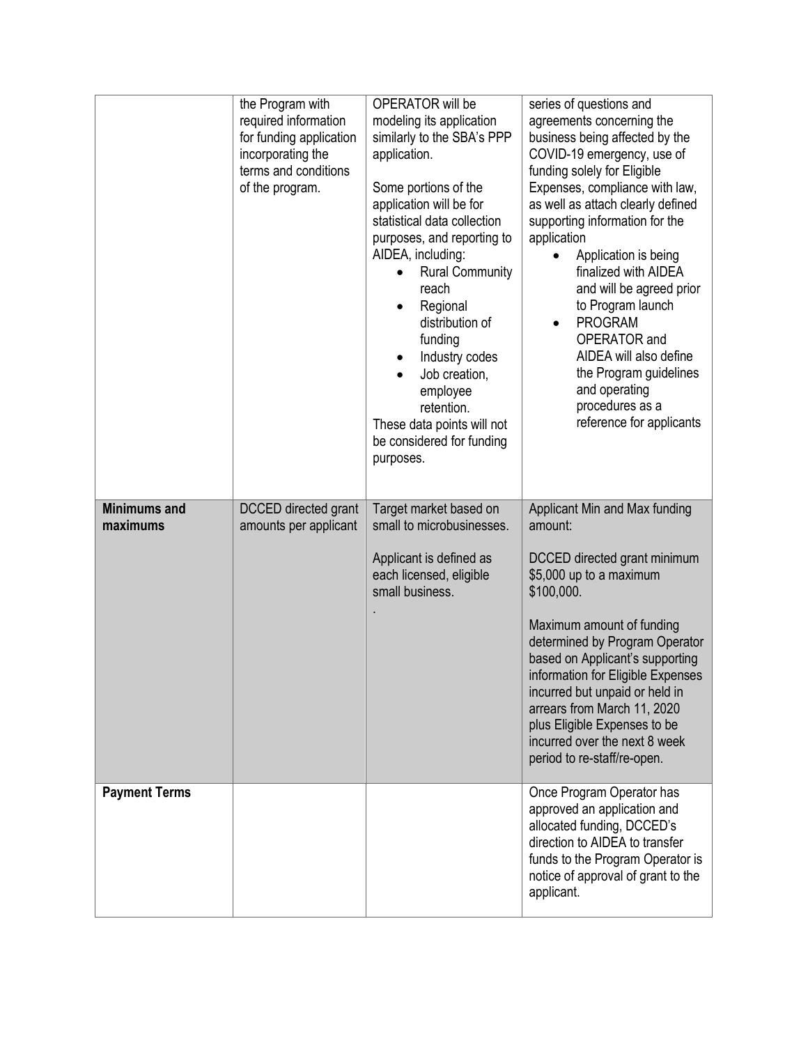| | | | |
|---|---|---|---|
| | the Program with required information for funding application incorporating the terms and conditions of the program. | OPERATOR will be modeling its application similarly to the SBA's PPP application.<br><br>Some portions of the application will be for statistical data collection purposes, and reporting to AIDEA, including:<br>• Rural Community reach<br>• Regional distribution of funding<br>• Industry codes<br>• Job creation, employee retention.<br>These data points will not be considered for funding purposes. | series of questions and agreements concerning the business being affected by the COVID-19 emergency, use of funding solely for Eligible Expenses, compliance with law, as well as attach clearly defined supporting information for the application<br>• Application is being finalized with AIDEA and will be agreed prior to Program launch<br>• PROGRAM OPERATOR and AIDEA will also define the Program guidelines and operating procedures as a reference for applicants |
| **Minimums and maximums** | DCCED directed grant amounts per applicant | Target market based on small to microbusinesses.<br><br>Applicant is defined as each licensed, eligible small business.<br>. | Applicant Min and Max funding amount:<br><br>DCCED directed grant minimum $5,000 up to a maximum $100,000.<br><br>Maximum amount of funding determined by Program Operator based on Applicant's supporting information for Eligible Expenses incurred but unpaid or held in arrears from March 11, 2020 plus Eligible Expenses to be incurred over the next 8 week period to re-staff/re-open. |
| **Payment Terms** | | | Once Program Operator has approved an application and allocated funding, DCCED's direction to AIDEA to transfer funds to the Program Operator is notice of approval of grant to the applicant. |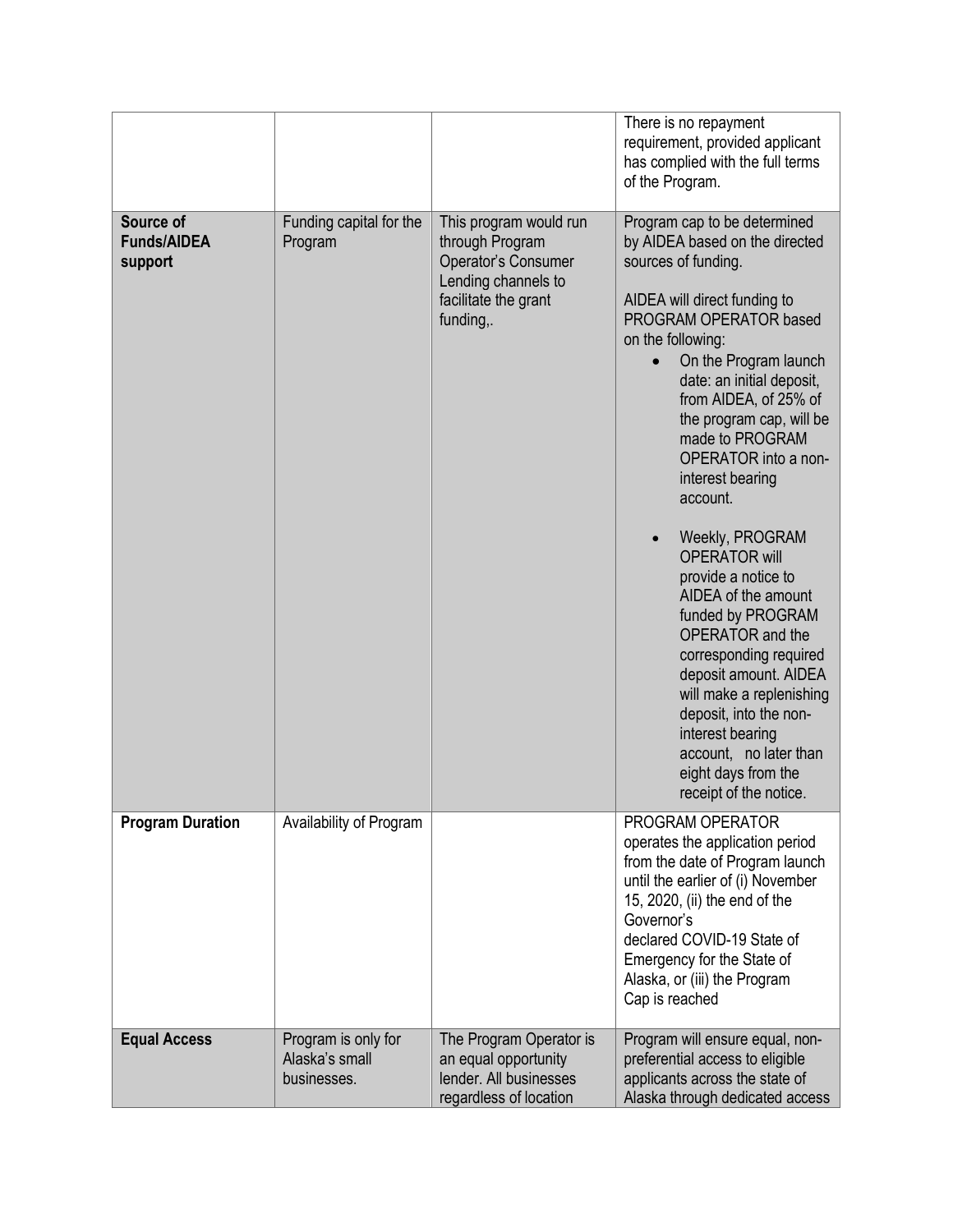| | | | |
|---|---|---|---|
| | | | There is no repayment requirement, provided applicant has complied with the full terms of the Program. |
| **Source of Funds/AIDEA support** | Funding capital for the Program | This program would run through Program Operator's Consumer Lending channels to facilitate the grant funding,. | Program cap to be determined by AIDEA based on the directed sources of funding.<br><br>AIDEA will direct funding to PROGRAM OPERATOR based on the following:<br>• On the Program launch date: an initial deposit, from AIDEA, of 25% of the program cap, will be made to PROGRAM OPERATOR into a non-interest bearing account.<br>• Weekly, PROGRAM OPERATOR will provide a notice to AIDEA of the amount funded by PROGRAM OPERATOR and the corresponding required deposit amount. AIDEA will make a replenishing deposit, into the non-interest bearing account, no later than eight days from the receipt of the notice. |
| **Program Duration** | Availability of Program | | PROGRAM OPERATOR operates the application period from the date of Program launch until the earlier of (i) November 15, 2020, (ii) the end of the Governor's declared COVID-19 State of Emergency for the State of Alaska, or (iii) the Program Cap is reached |
| **Equal Access** | Program is only for Alaska's small businesses. | The Program Operator is an equal opportunity lender. All businesses regardless of location | Program will ensure equal, non-preferential access to eligible applicants across the state of Alaska through dedicated access |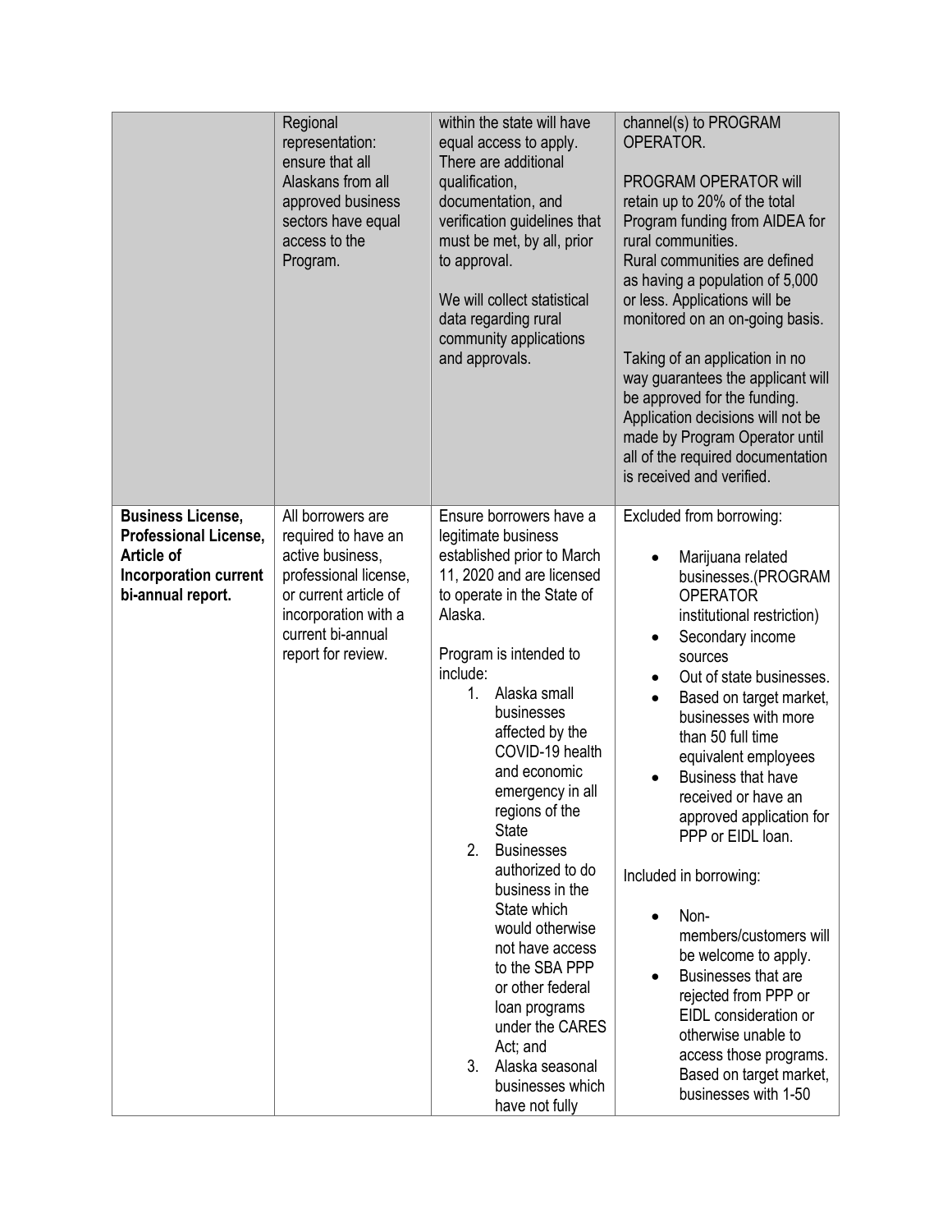| | | | |
|---|---|---|---|
| | Regional representation: ensure that all Alaskans from all approved business sectors have equal access to the Program. | within the state will have equal access to apply. There are additional qualification, documentation, and verification guidelines that must be met, by all, prior to approval.<br><br>We will collect statistical data regarding rural community applications and approvals. | channel(s) to PROGRAM OPERATOR.<br><br>PROGRAM OPERATOR will retain up to 20% of the total Program funding from AIDEA for rural communities.<br>Rural communities are defined as having a population of 5,000 or less. Applications will be monitored on an on-going basis.<br><br>Taking of an application in no way guarantees the applicant will be approved for the funding. Application decisions will not be made by Program Operator until all of the required documentation is received and verified. |
| **Business License, Professional License, Article of Incorporation current bi-annual report.** | All borrowers are required to have an active business, professional license, or current article of incorporation with a current bi-annual report for review. | Ensure borrowers have a legitimate business established prior to March 11, 2020 and are licensed to operate in the State of Alaska.<br><br>Program is intended to include:<br>1. Alaska small businesses affected by the COVID-19 health and economic emergency in all regions of the State<br>2. Businesses authorized to do business in the State which would otherwise not have access to the SBA PPP or other federal loan programs under the CARES Act; and<br>3. Alaska seasonal businesses which have not fully | Excluded from borrowing:<br>• Marijuana related businesses.(PROGRAM OPERATOR institutional restriction)<br>• Secondary income sources<br>• Out of state businesses.<br>• Based on target market, businesses with more than 50 full time equivalent employees<br>• Business that have received or have an approved application for PPP or EIDL loan.<br><br>Included in borrowing:<br>• Non-members/customers will be welcome to apply.<br>• Businesses that are rejected from PPP or EIDL consideration or otherwise unable to access those programs. Based on target market, businesses with 1-50 |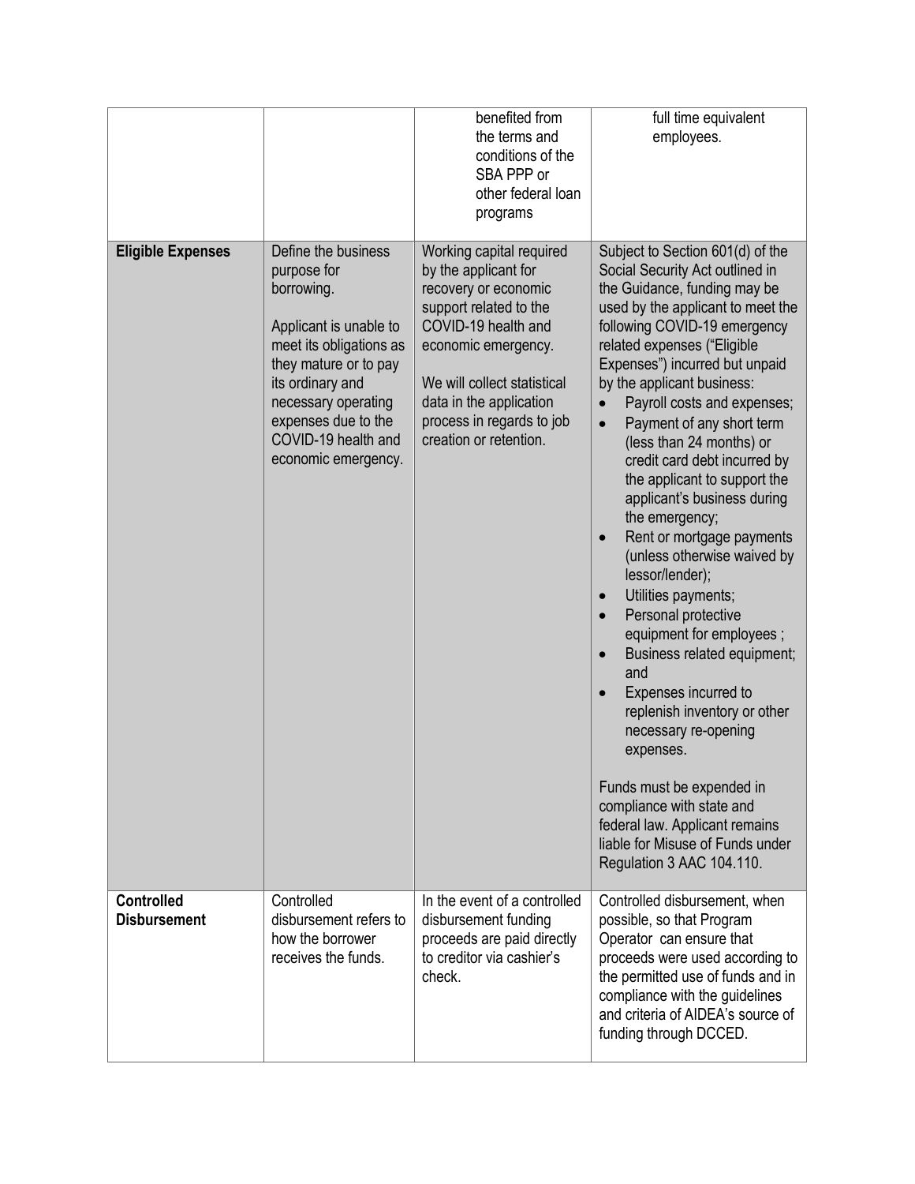| | | | |
|---|---|---|---|
| | | benefited from the terms and conditions of the SBA PPP or other federal loan programs | full time equivalent employees. |
| **Eligible Expenses** | Define the business purpose for borrowing.<br><br>Applicant is unable to meet its obligations as they mature or to pay its ordinary and necessary operating expenses due to the COVID-19 health and economic emergency. | Working capital required by the applicant for recovery or economic support related to the COVID-19 health and economic emergency.<br><br>We will collect statistical data in the application process in regards to job creation or retention. | Subject to Section 601(d) of the Social Security Act outlined in the Guidance, funding may be used by the applicant to meet the following COVID-19 emergency related expenses ("Eligible Expenses") incurred but unpaid by the applicant business:<br>• Payroll costs and expenses;<br>• Payment of any short term (less than 24 months) or credit card debt incurred by the applicant to support the applicant's business during the emergency;<br>• Rent or mortgage payments (unless otherwise waived by lessor/lender);<br>• Utilities payments;<br>• Personal protective equipment for employees ;<br>• Business related equipment; and<br>• Expenses incurred to replenish inventory or other necessary re-opening expenses.<br><br>Funds must be expended in compliance with state and federal law. Applicant remains liable for Misuse of Funds under Regulation 3 AAC 104.110. |
| **Controlled Disbursement** | Controlled disbursement refers to how the borrower receives the funds. | In the event of a controlled disbursement funding proceeds are paid directly to creditor via cashier's check. | Controlled disbursement, when possible, so that Program Operator can ensure that proceeds were used according to the permitted use of funds and in compliance with the guidelines and criteria of AIDEA's source of funding through DCCED. |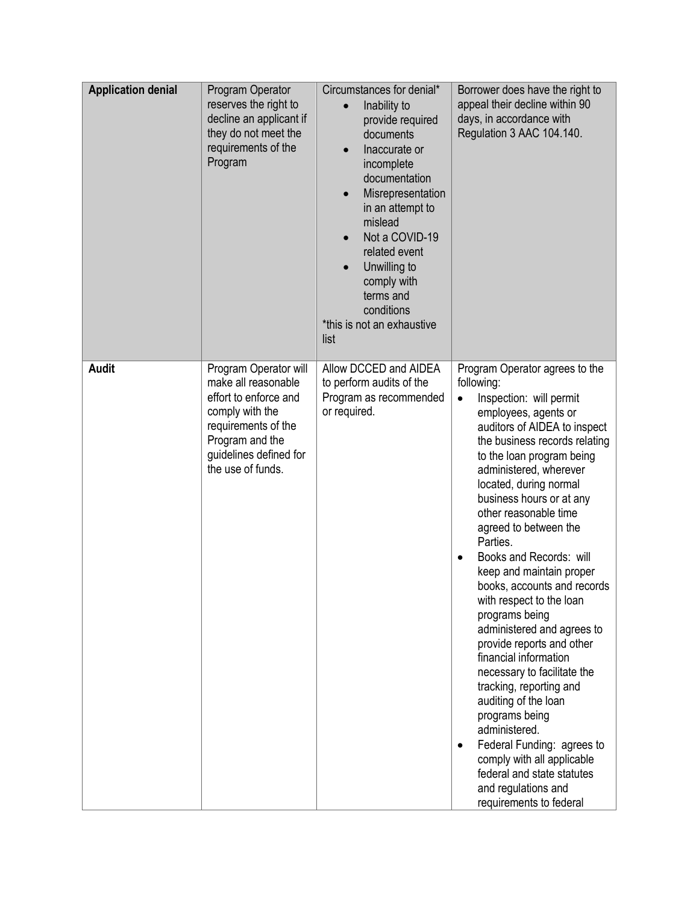| | | | |
|---|---|---|---|
| **Application denial** | Program Operator reserves the right to decline an applicant if they do not meet the requirements of the Program | Circumstances for denial*<br>• Inability to provide required documents<br>• Inaccurate or incomplete documentation<br>• Misrepresentation in an attempt to mislead<br>• Not a COVID-19 related event<br>• Unwilling to comply with terms and conditions<br>*this is not an exhaustive list | Borrower does have the right to appeal their decline within 90 days, in accordance with Regulation 3 AAC 104.140. |
| **Audit** | Program Operator will make all reasonable effort to enforce and comply with the requirements of the Program and the guidelines defined for the use of funds. | Allow DCCED and AIDEA to perform audits of the Program as recommended or required. | Program Operator agrees to the following:<br>• Inspection: will permit employees, agents or auditors of AIDEA to inspect the business records relating to the loan program being administered, wherever located, during normal business hours or at any other reasonable time agreed to between the Parties.<br>• Books and Records: will keep and maintain proper books, accounts and records with respect to the loan programs being administered and agrees to provide reports and other financial information necessary to facilitate the tracking, reporting and auditing of the loan programs being administered.<br>• Federal Funding: agrees to comply with all applicable federal and state statutes and regulations and requirements to federal |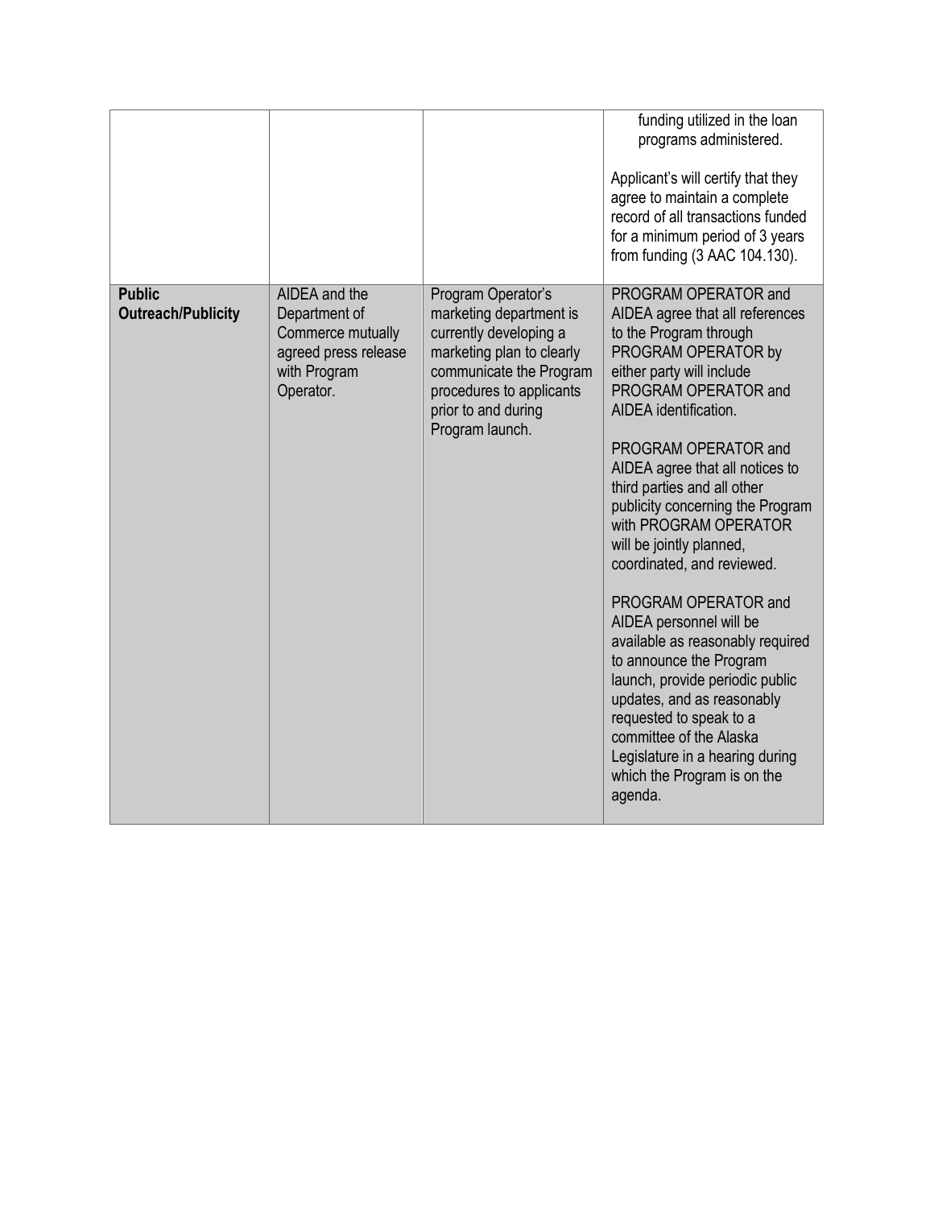| | | | |
|---|---|---|---|
| | | | funding utilized in the loan programs administered.<br><br>Applicant's will certify that they agree to maintain a complete record of all transactions funded for a minimum period of 3 years from funding (3 AAC 104.130). |
| **Public Outreach/Publicity** | AIDEA and the Department of Commerce mutually agreed press release with Program Operator. | Program Operator's marketing department is currently developing a marketing plan to clearly communicate the Program procedures to applicants prior to and during Program launch. | PROGRAM OPERATOR and AIDEA agree that all references to the Program through PROGRAM OPERATOR by either party will include PROGRAM OPERATOR and AIDEA identification.<br><br>PROGRAM OPERATOR and AIDEA agree that all notices to third parties and all other publicity concerning the Program with PROGRAM OPERATOR will be jointly planned, coordinated, and reviewed.<br><br>PROGRAM OPERATOR and AIDEA personnel will be available as reasonably required to announce the Program launch, provide periodic public updates, and as reasonably requested to speak to a committee of the Alaska Legislature in a hearing during which the Program is on the agenda. |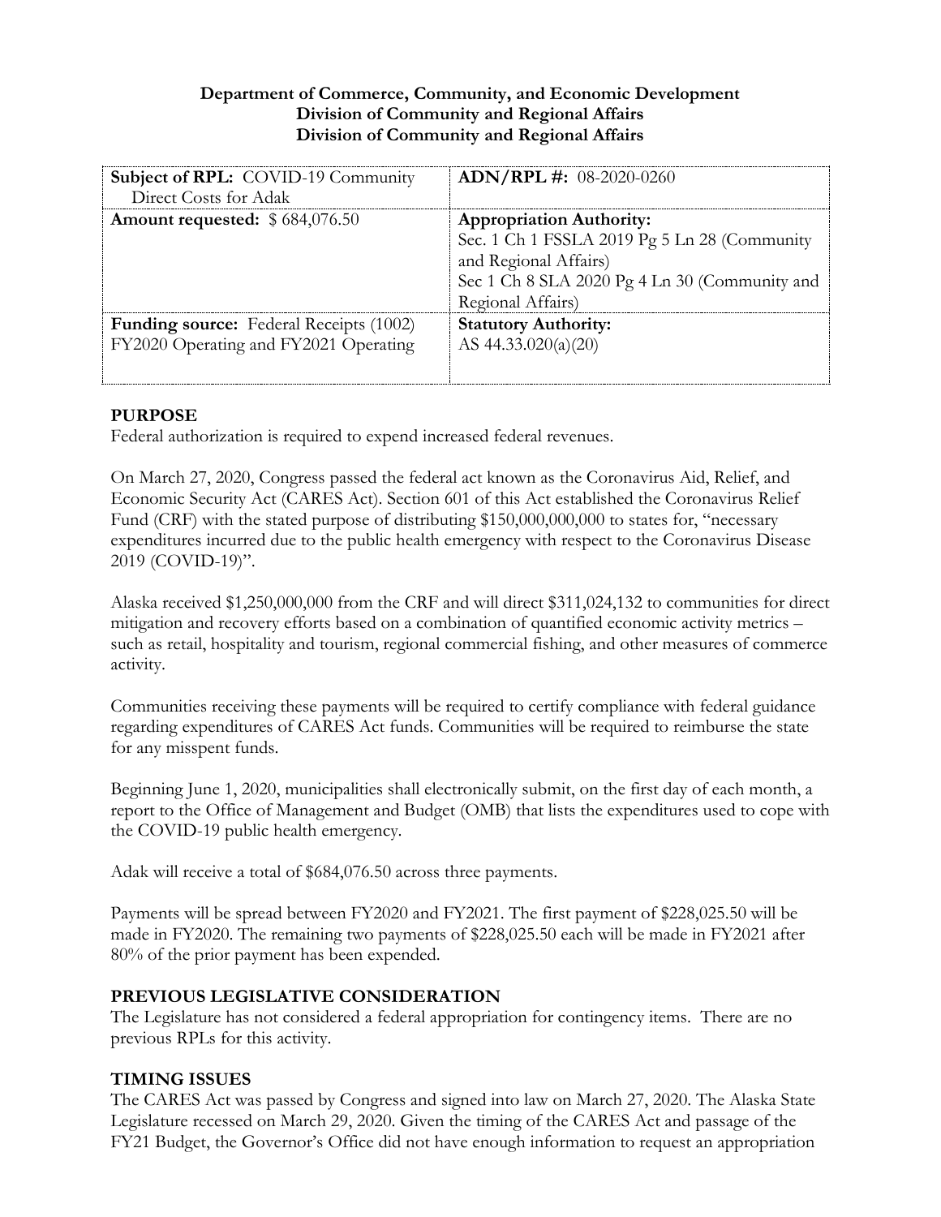**Department of Commerce, Community, and Economic Development**
**Division of Community and Regional Affairs**
**Division of Community and Regional Affairs**

| **Subject of RPL:** COVID-19 Community Direct Costs for Adak | **ADN/RPL #:** 08-2020-0260 |
|---|---|
| **Amount requested:** $ 684,076.50 | **Appropriation Authority:**<br>Sec. 1 Ch 1 FSSLA 2019 Pg 5 Ln 28 (Community and Regional Affairs)<br>Sec 1 Ch 8 SLA 2020 Pg 4 Ln 30 (Community and Regional Affairs) |
| **Funding source:** Federal Receipts (1002) FY2020 Operating and FY2021 Operating | **Statutory Authority:**<br>AS 44.33.020(a)(20) |

## PURPOSE

Federal authorization is required to expend increased federal revenues.

On March 27, 2020, Congress passed the federal act known as the Coronavirus Aid, Relief, and Economic Security Act (CARES Act). Section 601 of this Act established the Coronavirus Relief Fund (CRF) with the stated purpose of distributing $150,000,000,000 to states for, "necessary expenditures incurred due to the public health emergency with respect to the Coronavirus Disease 2019 (COVID-19)".

Alaska received $1,250,000,000 from the CRF and will direct $311,024,132 to communities for direct mitigation and recovery efforts based on a combination of quantified economic activity metrics – such as retail, hospitality and tourism, regional commercial fishing, and other measures of commerce activity.

Communities receiving these payments will be required to certify compliance with federal guidance regarding expenditures of CARES Act funds. Communities will be required to reimburse the state for any misspent funds.

Beginning June 1, 2020, municipalities shall electronically submit, on the first day of each month, a report to the Office of Management and Budget (OMB) that lists the expenditures used to cope with the COVID-19 public health emergency.

Adak will receive a total of $684,076.50 across three payments.

Payments will be spread between FY2020 and FY2021. The first payment of $228,025.50 will be made in FY2020. The remaining two payments of $228,025.50 each will be made in FY2021 after 80% of the prior payment has been expended.

## PREVIOUS LEGISLATIVE CONSIDERATION

The Legislature has not considered a federal appropriation for contingency items. There are no previous RPLs for this activity.

## TIMING ISSUES

The CARES Act was passed by Congress and signed into law on March 27, 2020. The Alaska State Legislature recessed on March 29, 2020. Given the timing of the CARES Act and passage of the FY21 Budget, the Governor's Office did not have enough information to request an appropriation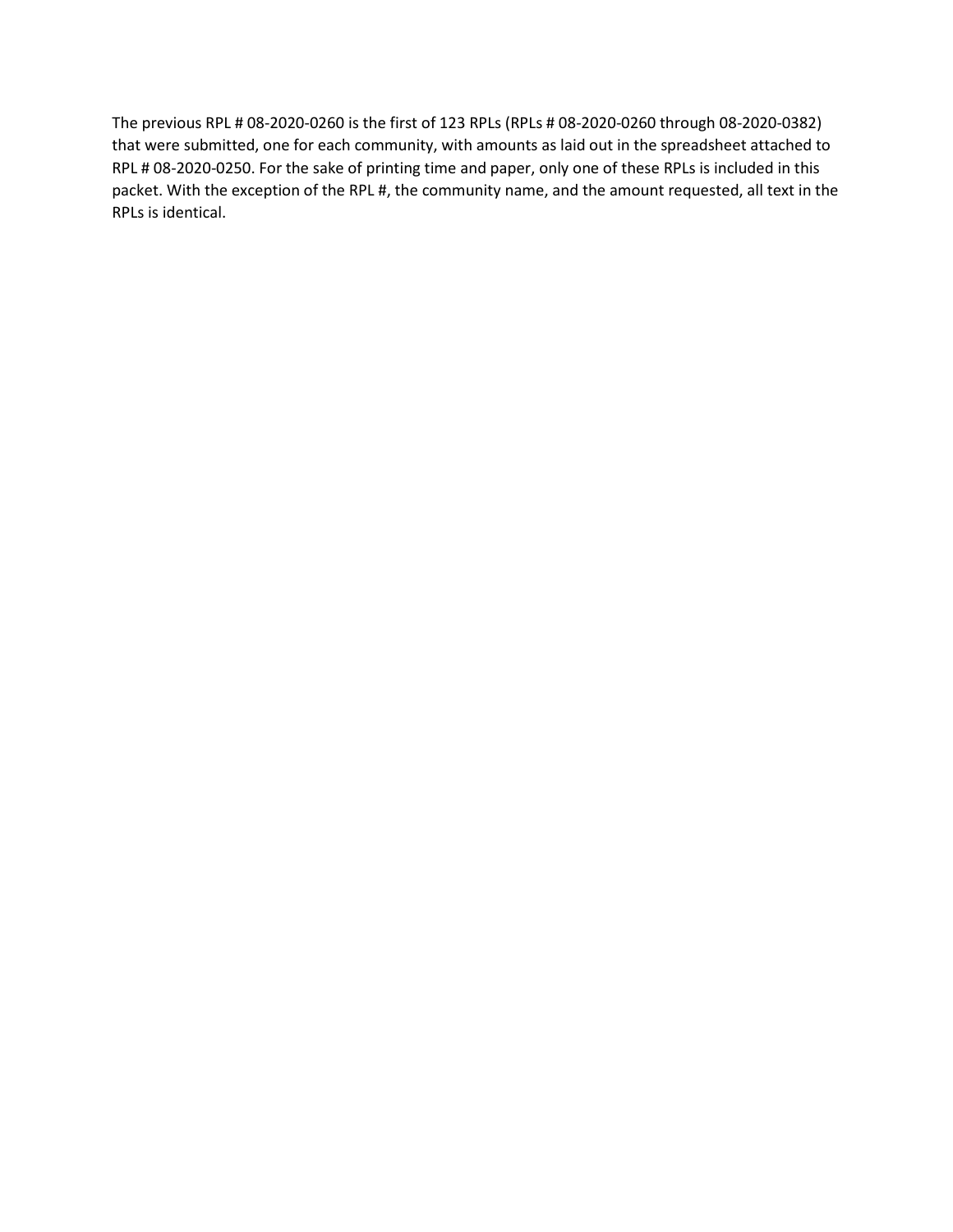The previous RPL # 08-2020-0260 is the first of 123 RPLs (RPLs # 08-2020-0260 through 08-2020-0382) that were submitted, one for each community, with amounts as laid out in the spreadsheet attached to RPL # 08-2020-0250. For the sake of printing time and paper, only one of these RPLs is included in this packet. With the exception of the RPL #, the community name, and the amount requested, all text in the RPLs is identical.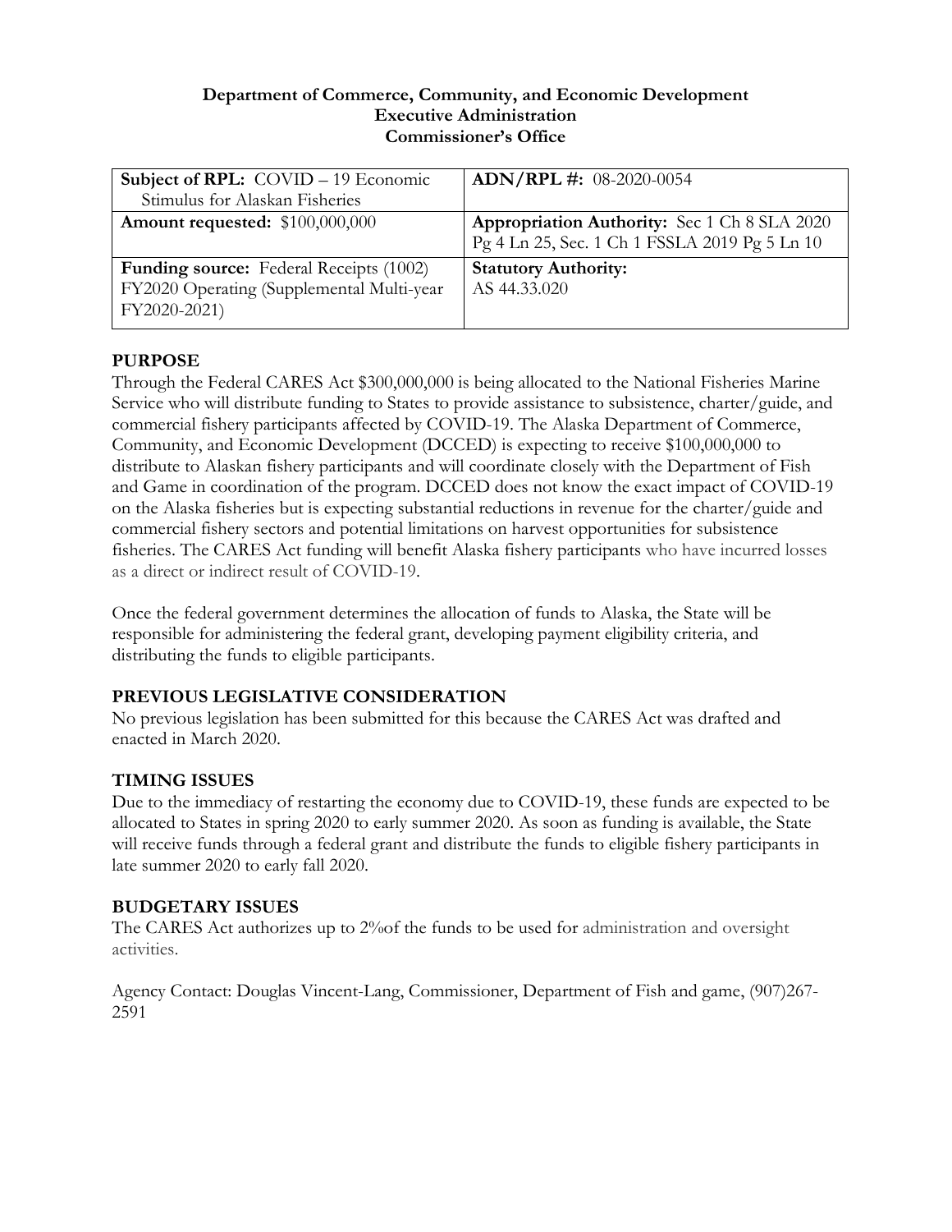**Department of Commerce, Community, and Economic Development**
**Executive Administration**
**Commissioner's Office**

| | |
|---|---|
| **Subject of RPL:** COVID – 19 Economic Stimulus for Alaskan Fisheries | **ADN/RPL #:** 08-2020-0054 |
| **Amount requested:** $100,000,000 | **Appropriation Authority:** Sec 1 Ch 8 SLA 2020 Pg 4 Ln 25, Sec. 1 Ch 1 FSSLA 2019 Pg 5 Ln 10 |
| **Funding source:** Federal Receipts (1002) FY2020 Operating (Supplemental Multi-year FY2020-2021) | **Statutory Authority:** AS 44.33.020 |

## PURPOSE

Through the Federal CARES Act $300,000,000 is being allocated to the National Fisheries Marine Service who will distribute funding to States to provide assistance to subsistence, charter/guide, and commercial fishery participants affected by COVID-19. The Alaska Department of Commerce, Community, and Economic Development (DCCED) is expecting to receive $100,000,000 to distribute to Alaskan fishery participants and will coordinate closely with the Department of Fish and Game in coordination of the program. DCCED does not know the exact impact of COVID-19 on the Alaska fisheries but is expecting substantial reductions in revenue for the charter/guide and commercial fishery sectors and potential limitations on harvest opportunities for subsistence fisheries. The CARES Act funding will benefit Alaska fishery participants who have incurred losses as a direct or indirect result of COVID-19.

Once the federal government determines the allocation of funds to Alaska, the State will be responsible for administering the federal grant, developing payment eligibility criteria, and distributing the funds to eligible participants.

## PREVIOUS LEGISLATIVE CONSIDERATION

No previous legislation has been submitted for this because the CARES Act was drafted and enacted in March 2020.

## TIMING ISSUES

Due to the immediacy of restarting the economy due to COVID-19, these funds are expected to be allocated to States in spring 2020 to early summer 2020. As soon as funding is available, the State will receive funds through a federal grant and distribute the funds to eligible fishery participants in late summer 2020 to early fall 2020.

## BUDGETARY ISSUES

The CARES Act authorizes up to 2%of the funds to be used for administration and oversight activities.

Agency Contact: Douglas Vincent-Lang, Commissioner, Department of Fish and game, (907)267-2591